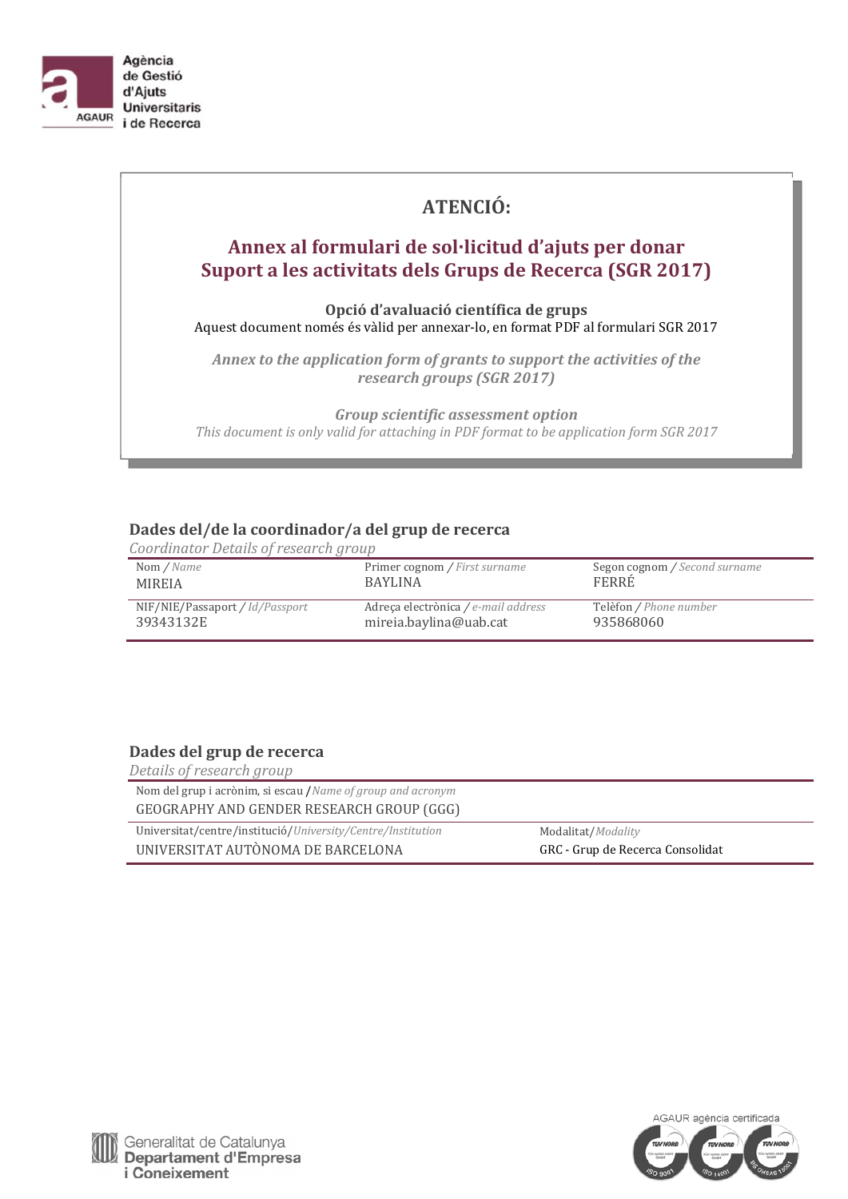Agència de Gestió d'Ajuts Universitaris i de Recerca

AGAUR

## ATENCIÓ:

## Annex al formulari de sol·licitud d'ajuts per donar Suport a les activitats dels Grups de Recerca (SGR 2017)

**Opció d'avaluació científica de grups**

Aquest document només és vàlid per annexar-lo, en format PDF al formulari SGR 2017

*Annex to the application form of grants to support the activities of the research groups (SGR 2017)*

*Group scientific assessment option*

*This document is only valid for attaching in PDF format to be application form SGR 2017*

### Dades del/de la coordinador/a del grup de recerca

*Coordinator Details of research group*

| Nom / *Name* | Primer cognom / *First surname* | Segon cognom / *Second surname* |
|---|---|---|
| MIREIA | BAYLINA | FERRÉ |
| **NIF/NIE/Passaport / *Id/Passport*** | **Adreça electrònica / *e-mail address*** | **Telèfon / *Phone number*** |
| 39343132E | mireia.baylina@uab.cat | 935868060 |

### Dades del grup de recerca

*Details of research group*

| Nom del grup i acrònim, si escau / *Name of group and acronym* | |
|---|---|
| GEOGRAPHY AND GENDER RESEARCH GROUP (GGG) | |
| **Universitat/centre/institució/*University/Centre/Institution*** | **Modalitat/*Modality*** |
| UNIVERSITAT AUTÒNOMA DE BARCELONA | GRC - Grup de Recerca Consolidat |

Generalitat de Catalunya
Departament d'Empresa i Coneixement

AGAUR agència certificada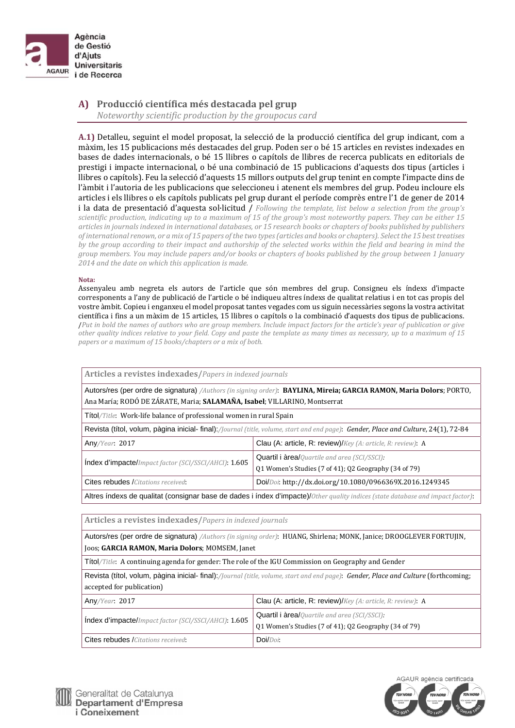## A) Producció científica més destacada pel grup

*Noteworthy scientific production by the groupocus card*

**A.1)** Detalleu, seguint el model proposat, la selecció de la producció científica del grup indicant, com a màxim, les 15 publicacions més destacades del grup. Poden ser o bé 15 articles en revistes indexades en bases de dades internacionals, o bé 15 llibres o capítols de llibres de recerca publicats en editorials de prestigi i impacte internacional, o bé una combinació de 15 publicacions d'aquests dos tipus (articles i llibres o capítols). Feu la selecció d'aquests 15 millors outputs del grup tenint en compte l'impacte dins de l'àmbit i l'autoria de les publicacions que seleccioneu i atenent els membres del grup. Podeu incloure els articles i els llibres o els capítols publicats pel grup durant el període comprès entre l'1 de gener de 2014 i la data de presentació d'aquesta sol·licitud / *Following the template, list below a selection from the group's scientific production, indicating up to a maximum of 15 of the group's most noteworthy papers. They can be either 15 articles in journals indexed in international databases, or 15 research books or chapters of books published by publishers of international renown, or a mix of 15 papers of the two types (articles and books or chapters). Select the 15 best treatises by the group according to their impact and authorship of the selected works within the field and bearing in mind the group members. You may include papers and/or books or chapters of books published by the group between 1 January 2014 and the date on which this application is made.*

**Nota:**
Assenyaleu amb negreta els autors de l'article que són membres del grup. Consigneu els índexs d'impacte corresponents a l'any de publicació de l'article o bé indiqueu altres índexs de qualitat relatius i en tot cas propis del vostre àmbit. Copieu i enganxeu el model proposat tantes vegades com us siguin necessàries segons la vostra activitat científica i fins a un màxim de 15 articles, 15 llibres o capítols o la combinació d'aquests dos tipus de publicacions. /*Put in bold the names of authors who are group members. Include impact factors for the article's year of publication or give other quality indices relative to your field. Copy and paste the template as many times as necessary, up to a maximum of 15 papers or a maximum of 15 books/chapters or a mix of both.*

| **Articles a revistes indexades**/*Papers in indexed journals* | |
|---|---|
| Autors/res (per ordre de signatura) */Authors (in signing order)*: **BAYLINA, Mireia; GARCIA RAMON, Maria Dolors**; PORTO, Ana María; RODÓ DE ZÁRATE, Maria; **SALAMAÑA, Isabel**; VILLARINO, Montserrat | |
| Títol/*Title*: Work-life balance of professional women in rural Spain | |
| Revista (títol, volum, pàgina inicial- final):*/Journal (title, volume, start and end page)*: *Gender, Place and Culture*, 24(1), 72-84 | |
| Any/*Year*: 2017 | Clau (A: article, R: review)/*Key (A: article, R: review)*: A |
| Índex d'impacte/*Impact factor (SCI/SSCI/AHCI)*: 1.605 | Quartil i àrea/*Quartile and area (SCI/SSCI):* Q1 Women's Studies (7 of 41); Q2 Geography (34 of 79) |
| Cites rebudes /*Citations received*: | Doi/*Doi*: http://dx.doi.org/10.1080/0966369X.2016.1249345 |
| Altres índexs de qualitat (consignar base de dades i índex d'impacte)/*Other quality indices (state database and impact factor)*: | |

| **Articles a revistes indexades**/*Papers in indexed journals* | |
|---|---|
| Autors/res (per ordre de signatura) */Authors (in signing order)*: HUANG, Shirlena; MONK, Janice; DROOGLEVER FORTUJIN, Joos; **GARCIA RAMON, Maria Dolors**; MOMSEM, Janet | |
| Títol/*Title*: A continuing agenda for gender: The role of the IGU Commission on Geography and Gender | |
| Revista (títol, volum, pàgina inicial- final):*/Journal (title, volume, start and end page)*: *Gender, Place and Culture* (forthcoming; accepted for publication) | |
| Any/*Year*: 2017 | Clau (A: article, R: review)/*Key (A: article, R: review)*: A |
| Índex d'impacte/*Impact factor (SCI/SSCI/AHCI)*: 1.605 | Quartil i àrea/*Quartile and area (SCI/SSCI):* Q1 Women's Studies (7 of 41); Q2 Geography (34 of 79) |
| Cites rebudes /*Citations received*: | Doi/*Doi*: |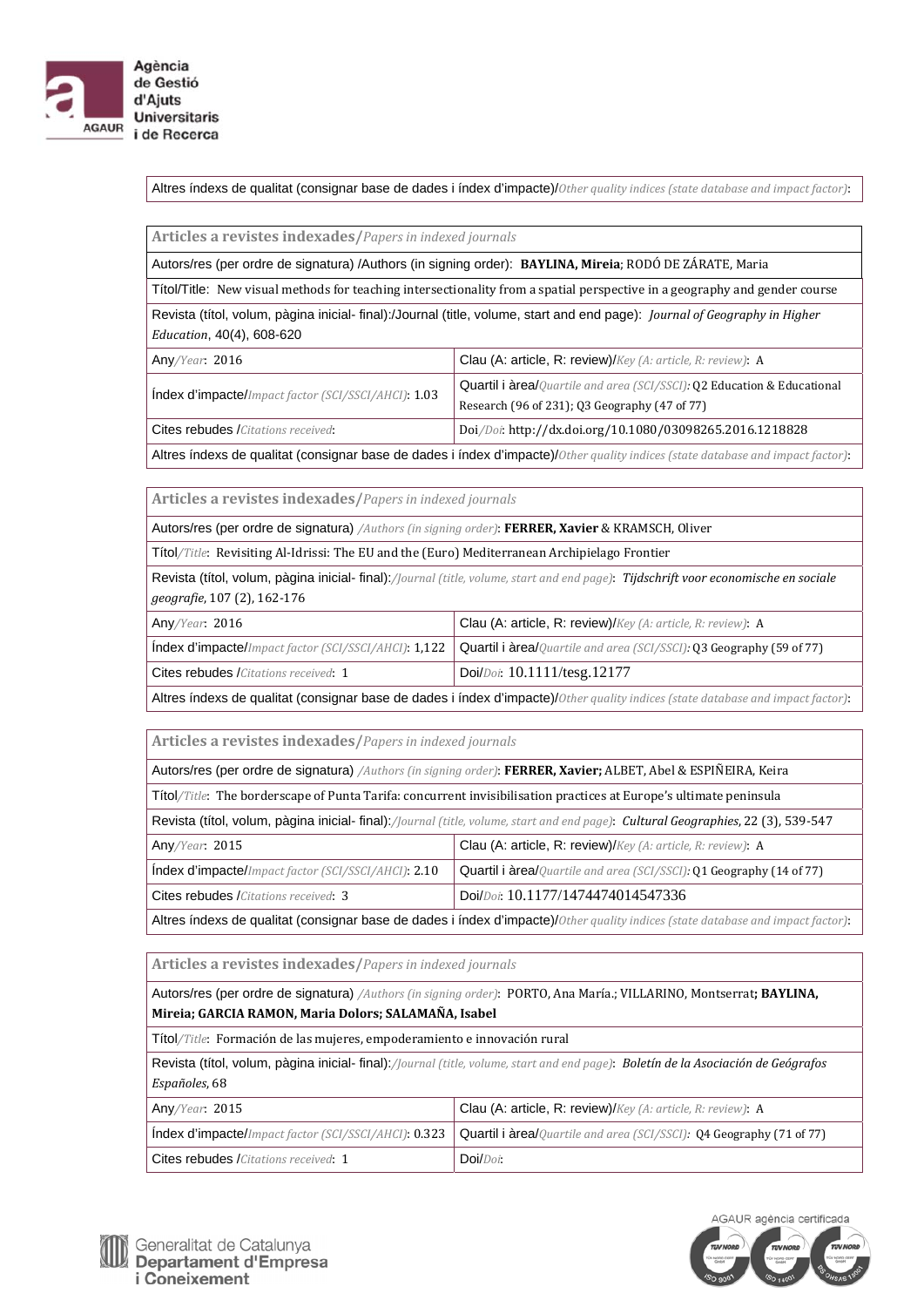| Altres índexs de qualitat (consignar base de dades i índex d'impacte)/*Other quality indices (state database and impact factor)*: |
|---|

| **Articles a revistes indexades**/*Papers in indexed journals* | |
|---|---|
| Autors/res (per ordre de signatura) /Authors (in signing order): **BAYLINA, Mireia**; RODÓ DE ZÁRATE, Maria | |
| Títol/Title: New visual methods for teaching intersectionality from a spatial perspective in a geography and gender course | |
| Revista (títol, volum, pàgina inicial- final):/Journal (title, volume, start and end page): *Journal of Geography in Higher Education*, 40(4), 608-620 | |
| Any/*Year*: 2016 | Clau (A: article, R: review)/*Key (A: article, R: review)*: A |
| Índex d'impacte/*Impact factor (SCI/SSCI/AHCI)*: 1.03 | Quartil i àrea/*Quartile and area (SCI/SSCI)*: Q2 Education & Educational Research (96 of 231); Q3 Geography (47 of 77) |
| Cites rebudes /*Citations received*: | Doi/*Doi*: http://dx.doi.org/10.1080/03098265.2016.1218828 |
| Altres índexs de qualitat (consignar base de dades i índex d'impacte)/*Other quality indices (state database and impact factor)*: | |

| **Articles a revistes indexades**/*Papers in indexed journals* | |
|---|---|
| Autors/res (per ordre de signatura) /*Authors (in signing order)*: **FERRER, Xavier** & KRAMSCH, Oliver | |
| Títol/*Title*: Revisiting Al-Idrissi: The EU and the (Euro) Mediterranean Archipielago Frontier | |
| Revista (títol, volum, pàgina inicial- final):/*Journal (title, volume, start and end page)*: *Tijdschrift voor economische en sociale geografie*, 107 (2), 162-176 | |
| Any/*Year*: 2016 | Clau (A: article, R: review)/*Key (A: article, R: review)*: A |
| Índex d'impacte/*Impact factor (SCI/SSCI/AHCI)*: 1,122 | Quartil i àrea/*Quartile and area (SCI/SSCI)*: Q3 Geography (59 of 77) |
| Cites rebudes /*Citations received*: 1 | Doi/*Doi*: 10.1111/tesg.12177 |
| Altres índexs de qualitat (consignar base de dades i índex d'impacte)/*Other quality indices (state database and impact factor)*: | |

| **Articles a revistes indexades**/*Papers in indexed journals* | |
|---|---|
| Autors/res (per ordre de signatura) /*Authors (in signing order)*: **FERRER, Xavier;** ALBET, Abel & ESPIÑEIRA, Keira | |
| Títol/*Title*: The borderscape of Punta Tarifa: concurrent invisibilisation practices at Europe's ultimate peninsula | |
| Revista (títol, volum, pàgina inicial- final):/*Journal (title, volume, start and end page)*: *Cultural Geographies*, 22 (3), 539-547 | |
| Any/*Year*: 2015 | Clau (A: article, R: review)/*Key (A: article, R: review)*: A |
| Índex d'impacte/*Impact factor (SCI/SSCI/AHCI)*: 2.10 | Quartil i àrea/*Quartile and area (SCI/SSCI)*: Q1 Geography (14 of 77) |
| Cites rebudes /*Citations received*: 3 | Doi/*Doi*: 10.1177/1474474014547336 |
| Altres índexs de qualitat (consignar base de dades i índex d'impacte)/*Other quality indices (state database and impact factor)*: | |

| **Articles a revistes indexades**/*Papers in indexed journals* | |
|---|---|
| Autors/res (per ordre de signatura) /*Authors (in signing order)*: PORTO, Ana María.; VILLARINO, Montserrat**; BAYLINA, Mireia; GARCIA RAMON, Maria Dolors; SALAMAÑA, Isabel** | |
| Títol/*Title*: Formación de las mujeres, empoderamiento e innovación rural | |
| Revista (títol, volum, pàgina inicial- final):/*Journal (title, volume, start and end page)*: *Boletín de la Asociación de Geógrafos Españoles*, 68 | |
| Any/*Year*: 2015 | Clau (A: article, R: review)/*Key (A: article, R: review)*: A |
| Índex d'impacte/*Impact factor (SCI/SSCI/AHCI)*: 0.323 | Quartil i àrea/*Quartile and area (SCI/SSCI)*: Q4 Geography (71 of 77) |
| Cites rebudes /*Citations received*: 1 | Doi/*Doi*: |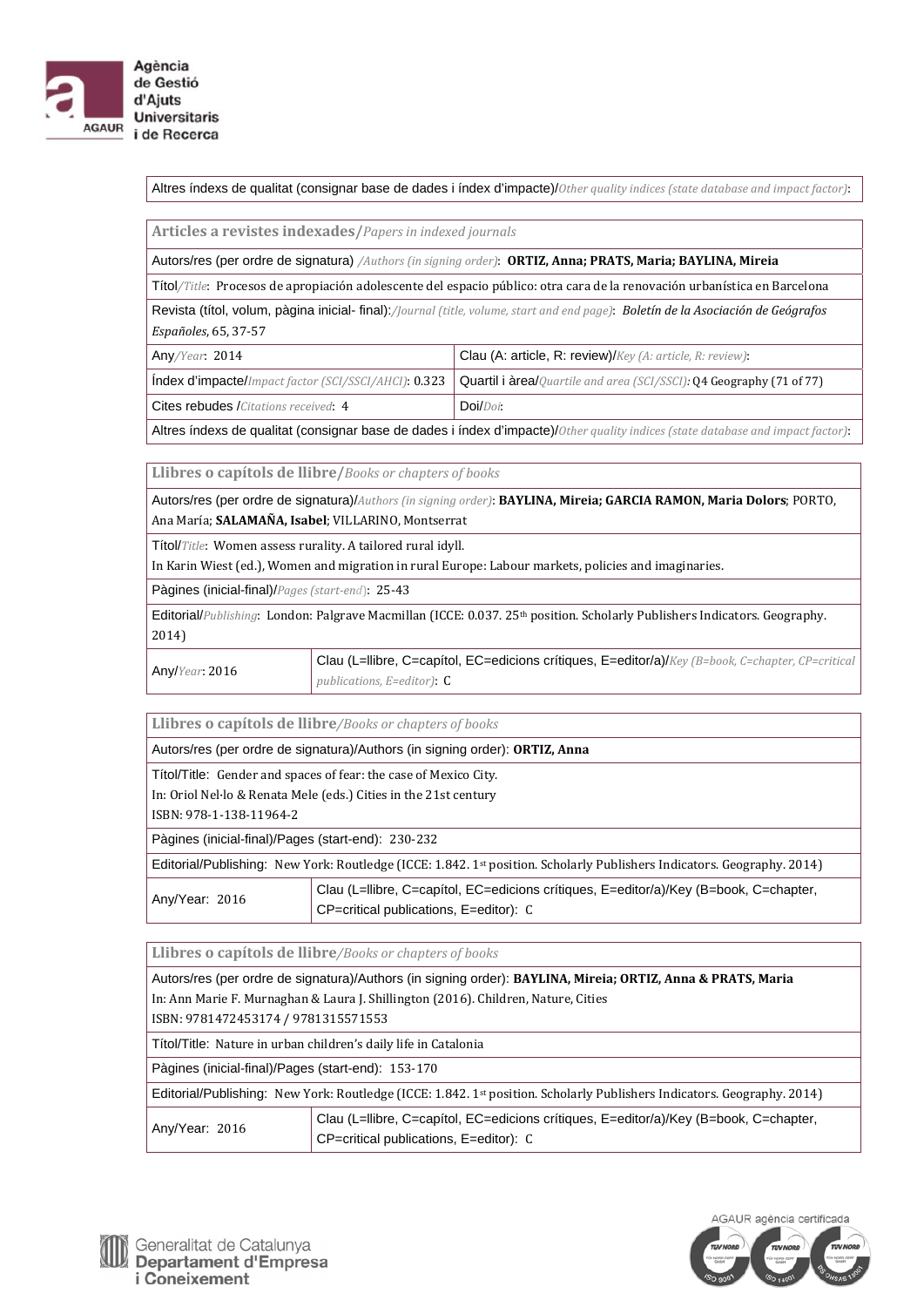| Altres índexs de qualitat (consignar base de dades i índex d'impacte)/*Other quality indices (state database and impact factor)*: |
|---|

| **Articles a revistes indexades/***Papers in indexed journals* | |
|---|---|
| Autors/res (per ordre de signatura) */Authors (in signing order)*: **ORTIZ, Anna; PRATS, Maria; BAYLINA, Mireia** | |
| Títol/*Title*: Procesos de apropiación adolescente del espacio público: otra cara de la renovación urbanística en Barcelona | |
| Revista (títol, volum, pàgina inicial- final):*/Journal (title, volume, start and end page)*: *Boletín de la Asociación de Geógrafos Españoles*, 65, 37-57 | |
| Any/*Year*: 2014 | Clau (A: article, R: review)/*Key (A: article, R: review)*: |
| Índex d'impacte/*Impact factor (SCI/SSCI/AHCI)*: 0.323 | Quartil i àrea/*Quartile and area (SCI/SSCI)*: Q4 Geography (71 of 77) |
| Cites rebudes /*Citations received*: 4 | Doi/*Doi*: |
| Altres índexs de qualitat (consignar base de dades i índex d'impacte)/*Other quality indices (state database and impact factor)*: | |

| **Llibres o capítols de llibre/***Books or chapters of books* | |
|---|---|
| Autors/res (per ordre de signatura)/*Authors (in signing order)*: **BAYLINA, Mireia; GARCIA RAMON, Maria Dolors**; PORTO, Ana María; **SALAMAÑA, Isabel**; VILLARINO, Montserrat | |
| Títol/*Title*: Women assess rurality. A tailored rural idyll.<br>In Karin Wiest (ed.), Women and migration in rural Europe: Labour markets, policies and imaginaries. | |
| Pàgines (inicial-final)/*Pages (start-end)*: 25-43 | |
| Editorial/*Publishing*: London: Palgrave Macmillan (ICCE: 0.037. 25th position. Scholarly Publishers Indicators. Geography. 2014) | |
| Any/*Year*: 2016 | Clau (L=llibre, C=capítol, EC=edicions crítiques, E=editor/a)/*Key (B=book, C=chapter, CP=critical publications, E=editor)*: C |

| **Llibres o capítols de llibre/***Books or chapters of books* | |
|---|---|
| Autors/res (per ordre de signatura)/Authors (in signing order): **ORTIZ, Anna** | |
| Títol/Title: Gender and spaces of fear: the case of Mexico City.<br>In: Oriol Nel·lo & Renata Mele (eds.) Cities in the 21st century<br>ISBN: 978-1-138-11964-2 | |
| Pàgines (inicial-final)/Pages (start-end): 230-232 | |
| Editorial/Publishing: New York: Routledge (ICCE: 1.842. 1st position. Scholarly Publishers Indicators. Geography. 2014) | |
| Any/Year: 2016 | Clau (L=llibre, C=capítol, EC=edicions crítiques, E=editor/a)/Key (B=book, C=chapter, CP=critical publications, E=editor): C |

| **Llibres o capítols de llibre/***Books or chapters of books* | |
|---|---|
| Autors/res (per ordre de signatura)/Authors (in signing order): **BAYLINA, Mireia; ORTIZ, Anna & PRATS, Maria**<br>In: Ann Marie F. Murnaghan & Laura J. Shillington (2016). Children, Nature, Cities<br>ISBN: 9781472453174 / 9781315571553 | |
| Títol/Title: Nature in urban children's daily life in Catalonia | |
| Pàgines (inicial-final)/Pages (start-end): 153-170 | |
| Editorial/Publishing: New York: Routledge (ICCE: 1.842. 1st position. Scholarly Publishers Indicators. Geography. 2014) | |
| Any/Year: 2016 | Clau (L=llibre, C=capítol, EC=edicions crítiques, E=editor/a)/Key (B=book, C=chapter, CP=critical publications, E=editor): C |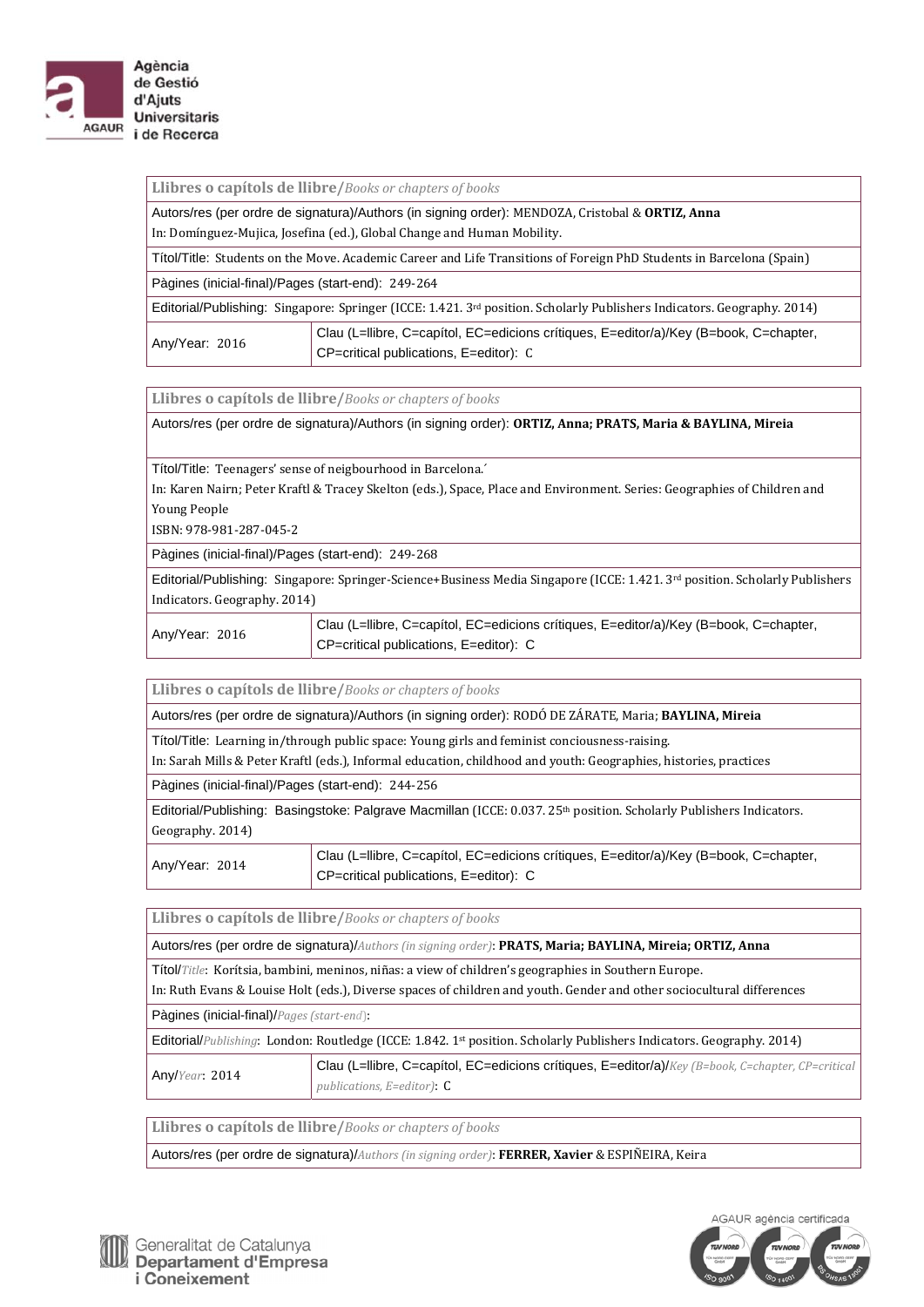| **Llibres o capítols de llibre/***Books or chapters of books* | |
|---|---|
| Autors/res (per ordre de signatura)/Authors (in signing order): MENDOZA, Cristobal & **ORTIZ, Anna**<br>In: Domínguez-Mujica, Josefina (ed.), Global Change and Human Mobility. | |
| Títol/Title: Students on the Move. Academic Career and Life Transitions of Foreign PhD Students in Barcelona (Spain) | |
| Pàgines (inicial-final)/Pages (start-end): 249-264 | |
| Editorial/Publishing: Singapore: Springer (ICCE: 1.421. 3rd position. Scholarly Publishers Indicators. Geography. 2014) | |
| Any/Year: 2016 | Clau (L=llibre, C=capítol, EC=edicions crítiques, E=editor/a)/Key (B=book, C=chapter, CP=critical publications, E=editor): C |

| **Llibres o capítols de llibre/***Books or chapters of books* | |
|---|---|
| Autors/res (per ordre de signatura)/Authors (in signing order): **ORTIZ, Anna; PRATS, Maria & BAYLINA, Mireia** | |
| Títol/Title: Teenagers' sense of neigbourhood in Barcelona.´<br>In: Karen Nairn; Peter Kraftl & Tracey Skelton (eds.), Space, Place and Environment. Series: Geographies of Children and Young People<br>ISBN: 978-981-287-045-2 | |
| Pàgines (inicial-final)/Pages (start-end): 249-268 | |
| Editorial/Publishing: Singapore: Springer-Science+Business Media Singapore (ICCE: 1.421. 3rd position. Scholarly Publishers Indicators. Geography. 2014) | |
| Any/Year: 2016 | Clau (L=llibre, C=capítol, EC=edicions crítiques, E=editor/a)/Key (B=book, C=chapter, CP=critical publications, E=editor): C |

| **Llibres o capítols de llibre/***Books or chapters of books* | |
|---|---|
| Autors/res (per ordre de signatura)/Authors (in signing order): RODÓ DE ZÁRATE, Maria; **BAYLINA, Mireia** | |
| Títol/Title: Learning in/through public space: Young girls and feminist conciousness-raising.<br>In: Sarah Mills & Peter Kraftl (eds.), Informal education, childhood and youth: Geographies, histories, practices | |
| Pàgines (inicial-final)/Pages (start-end): 244-256 | |
| Editorial/Publishing: Basingstoke: Palgrave Macmillan (ICCE: 0.037. 25th position. Scholarly Publishers Indicators. Geography. 2014) | |
| Any/Year: 2014 | Clau (L=llibre, C=capítol, EC=edicions crítiques, E=editor/a)/Key (B=book, C=chapter, CP=critical publications, E=editor): C |

| **Llibres o capítols de llibre/***Books or chapters of books* | |
|---|---|
| Autors/res (per ordre de signatura)/*Authors (in signing order)*: **PRATS, Maria; BAYLINA, Mireia; ORTIZ, Anna** | |
| Títol/*Title*: Korítsia, bambini, meninos, niñas: a view of children's geographies in Southern Europe.<br>In: Ruth Evans & Louise Holt (eds.), Diverse spaces of children and youth. Gender and other sociocultural differences | |
| Pàgines (inicial-final)/*Pages (start-end)*: | |
| Editorial/*Publishing*: London: Routledge (ICCE: 1.842. 1st position. Scholarly Publishers Indicators. Geography. 2014) | |
| Any/*Year*: 2014 | Clau (L=llibre, C=capítol, EC=edicions crítiques, E=editor/a)/*Key (B=book, C=chapter, CP=critical publications, E=editor)*: C |

| **Llibres o capítols de llibre/***Books or chapters of books* |
|---|
| Autors/res (per ordre de signatura)/*Authors (in signing order)*: **FERRER, Xavier** & ESPIÑEIRA, Keira |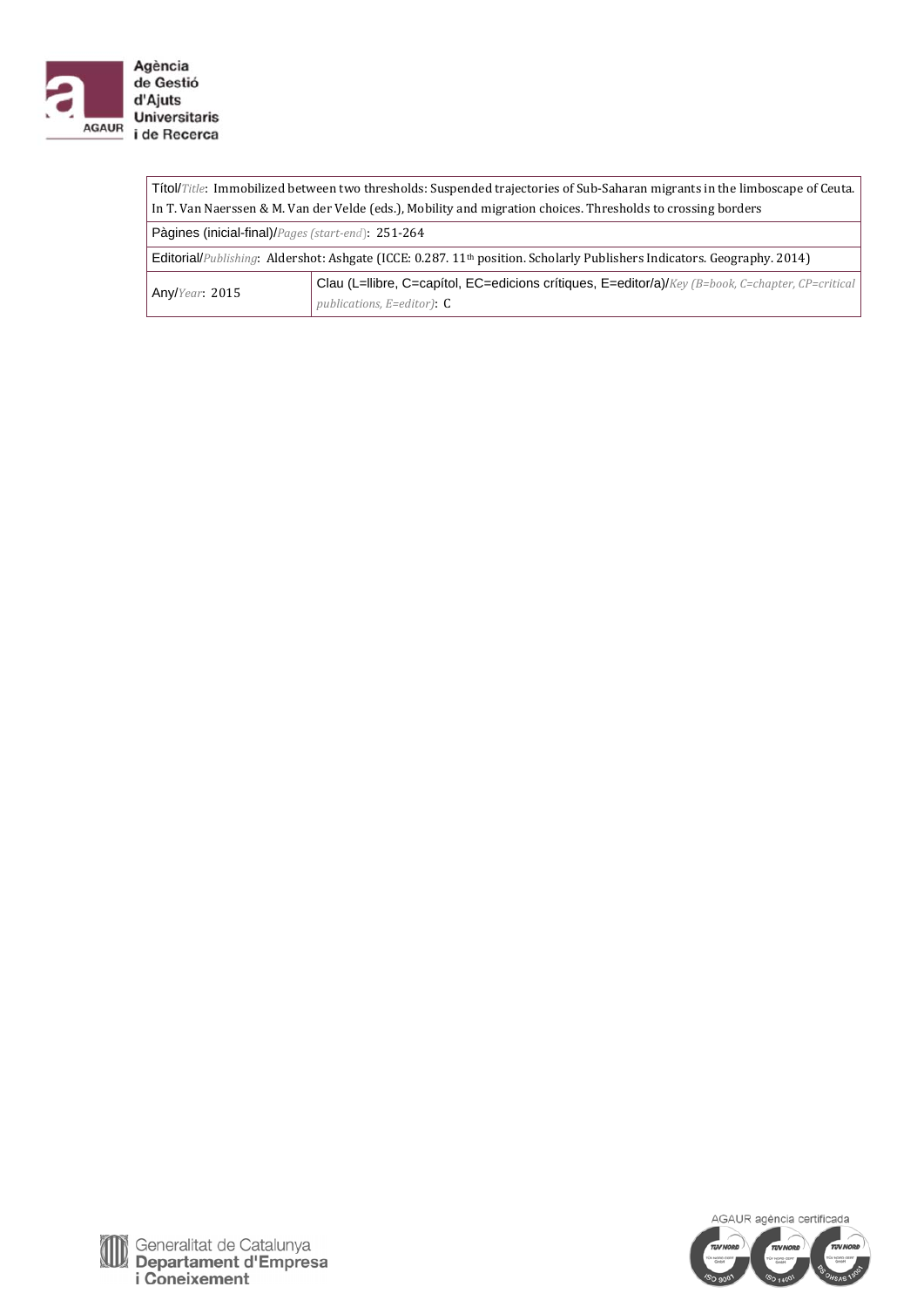| Títol/*Title*: Immobilized between two thresholds: Suspended trajectories of Sub-Saharan migrants in the limboscape of Ceuta. In T. Van Naerssen & M. Van der Velde (eds.), Mobility and migration choices. Thresholds to crossing borders | |
|---|---|
| Pàgines (inicial-final)/*Pages (start-end)*: 251-264 | |
| Editorial/*Publishing*: Aldershot: Ashgate (ICCE: 0.287. 11th position. Scholarly Publishers Indicators. Geography. 2014) | |
| Any/*Year*: 2015 | Clau (L=llibre, C=capítol, EC=edicions crítiques, E=editor/a)/*Key (B=book, C=chapter, CP=critical publications, E=editor)*: C |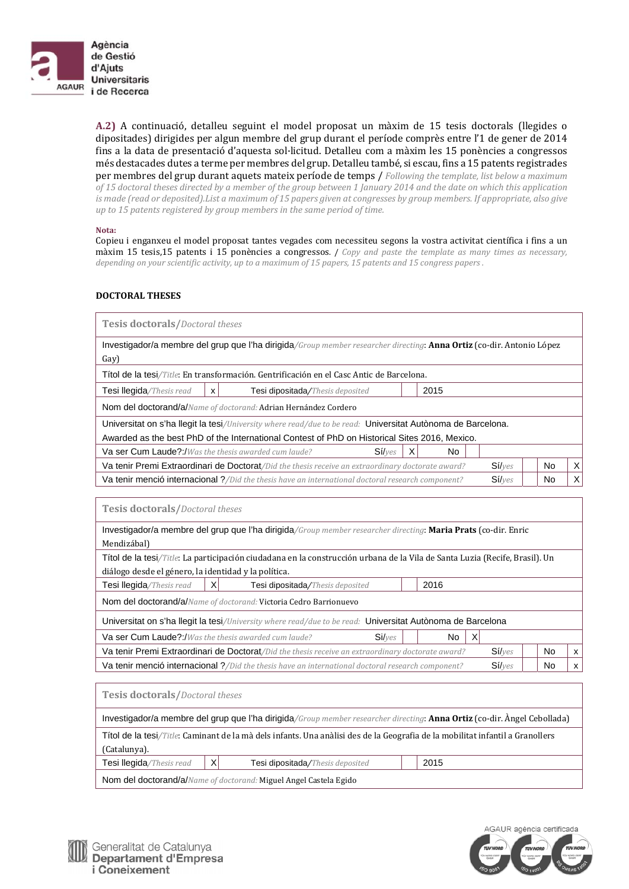**A.2)** A continuació, detalleu seguint el model proposat un màxim de 15 tesis doctorals (llegides o dipositades) dirigides per algun membre del grup durant el període comprès entre l'1 de gener de 2014 fins a la data de presentació d'aquesta sol·licitud. Detalleu com a màxim les 15 ponències a congressos més destacades dutes a terme per membres del grup. Detalleu també, si escau, fins a 15 patents registrades per membres del grup durant aquets mateix període de temps / *Following the template, list below a maximum of 15 doctoral theses directed by a member of the group between 1 January 2014 and the date on which this application is made (read or deposited).List a maximum of 15 papers given at congresses by group members. If appropriate, also give up to 15 patents registered by group members in the same period of time.*

**Nota:**
Copieu i enganxeu el model proposat tantes vegades com necessiteu segons la vostra activitat científica i fins a un màxim 15 tesis,15 patents i 15 ponències a congressos. / *Copy and paste the template as many times as necessary, depending on your scientific activity, up to a maximum of 15 papers, 15 patents and 15 congress papers .*

**DOCTORAL THESES**

| **Tesis doctorals/***Doctoral theses* | | | | | | |
|---|---|---|---|---|---|---|
| Investigador/a membre del grup que l'ha dirigida/*Group member researcher directing*: **Anna Ortiz** (co-dir. Antonio López Gay) | | | | | | |
| Títol de la tesi/*Title*: En transformación. Gentrificación en el Casc Antic de Barcelona. | | | | | | |
| Tesi llegida/*Thesis read* | x | Tesi dipositada/*Thesis deposited* | | 2015 | | |
| Nom del doctorand/a/*Name of doctorand:* Adrian Hernández Cordero | | | | | | |
| Universitat on s'ha llegit la tesi/*University where read/due to be read:* Universitat Autònoma de Barcelona. Awarded as the best PhD of the International Contest of PhD on Historical Sites 2016, Mexico. | | | | | | |
| Va ser Cum Laude?:/*Was the thesis awarded cum laude?* | | Sí/*yes* | X | No | | |
| Va tenir Premi Extraordinari de Doctorat/*Did the thesis receive an extraordinary doctorate award?* | | | Sí/*yes* | | No | X |
| Va tenir menció internacional ?/*Did the thesis have an international doctoral research component?* | | | Sí/*yes* | | No | X |

| **Tesis doctorals/***Doctoral theses* | | | | | | |
|---|---|---|---|---|---|---|
| Investigador/a membre del grup que l'ha dirigida/*Group member researcher directing*: **Maria Prats** (co-dir. Enric Mendizábal) | | | | | | |
| Títol de la tesi/*Title*: La participación ciudadana en la construcción urbana de la Vila de Santa Luzia (Recife, Brasil). Un diálogo desde el género, la identidad y la política. | | | | | | |
| Tesi llegida/*Thesis read* | X | Tesi dipositada/*Thesis deposited* | | 2016 | | |
| Nom del doctorand/a/*Name of doctorand:* Victoria Cedro Barrionuevo | | | | | | |
| Universitat on s'ha llegit la tesi/*University where read/due to be read:* Universitat Autònoma de Barcelona | | | | | | |
| Va ser Cum Laude?:/*Was the thesis awarded cum laude?* | | Sí/*yes* | | No | X | |
| Va tenir Premi Extraordinari de Doctorat/*Did the thesis receive an extraordinary doctorate award?* | | | Sí/*yes* | | No | x |
| Va tenir menció internacional ?/*Did the thesis have an international doctoral research component?* | | | Sí/*yes* | | No | x |

| **Tesis doctorals/***Doctoral theses* | | | | |
|---|---|---|---|---|
| Investigador/a membre del grup que l'ha dirigida/*Group member researcher directing*: **Anna Ortiz** (co-dir. Àngel Cebollada) | | | | |
| Títol de la tesi/*Title*: Caminant de la mà dels infants. Una anàlisi des de la Geografia de la mobilitat infantil a Granollers (Catalunya). | | | | |
| Tesi llegida/*Thesis read* | X | Tesi dipositada/*Thesis deposited* | | 2015 |
| Nom del doctorand/a/*Name of doctorand:* Miguel Angel Castela Egido | | | | |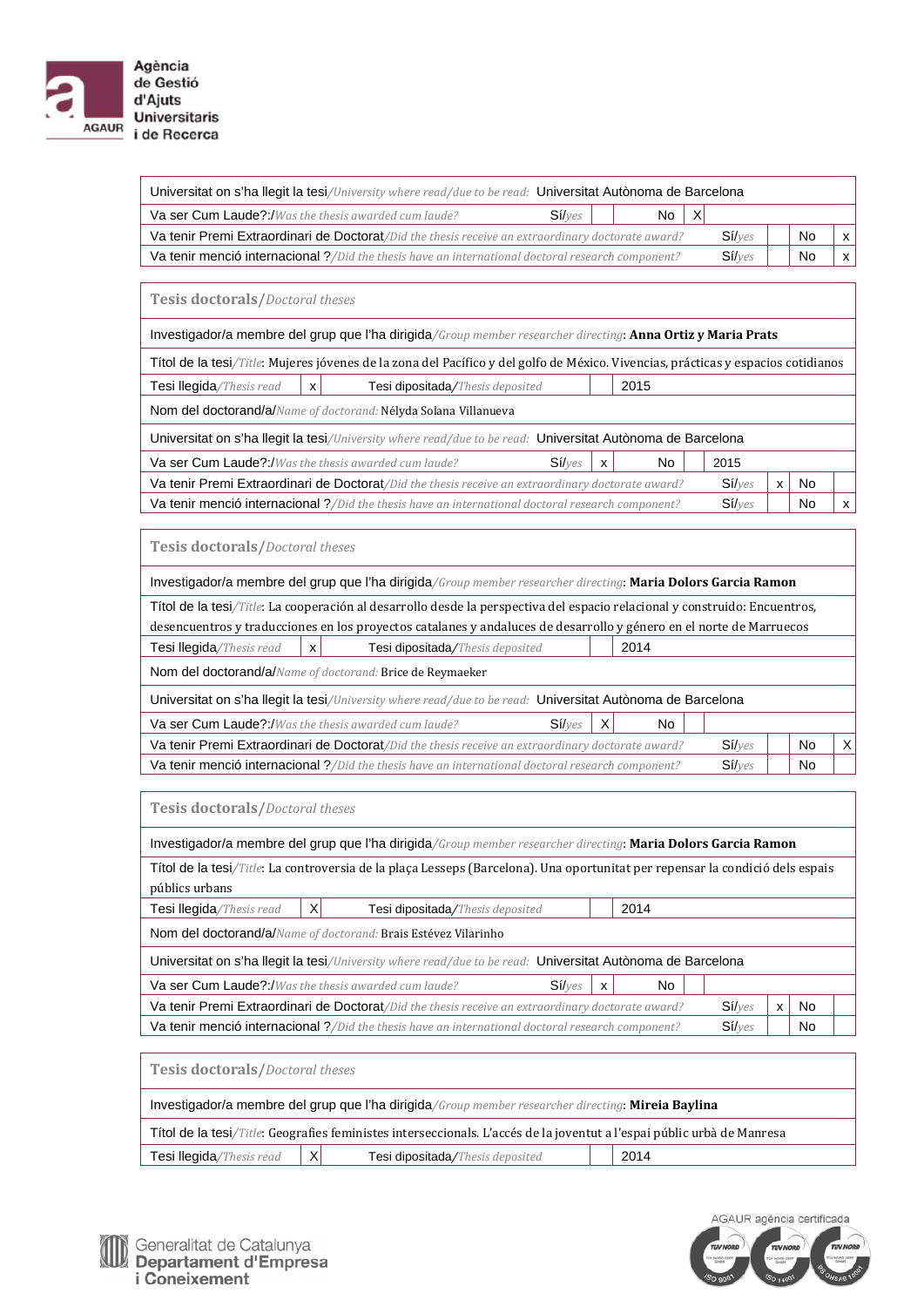| | | | | | |
|---|---|---|---|---|---|
| Universitat on s'ha llegit la tesi/*University where read/due to be read:* Universitat Autònoma de Barcelona | | | | | |
| Va ser Cum Laude?:/*Was the thesis awarded cum laude?* | Sí/*yes* | | No | X | |
| Va tenir Premi Extraordinari de Doctorat/*Did the thesis receive an extraordinary doctorate award?* | Sí/*yes* | | No | x | |
| Va tenir menció internacional ?/*Did the thesis have an international doctoral research component?* | Sí/*yes* | | No | x | |

**Tesis doctorals/***Doctoral theses*

| | | | | | |
|---|---|---|---|---|---|
| Investigador/a membre del grup que l'ha dirigida/*Group member researcher directing*: **Anna Ortiz y Maria Prats** | | | | | |
| Títol de la tesi/*Title*: Mujeres jóvenes de la zona del Pacífico y del golfo de México. Vivencias, prácticas y espacios cotidianos | | | | | |
| Tesi llegida/*Thesis read* | x | Tesi dipositada/*Thesis deposited* | | 2015 | |
| Nom del doctorand/a/*Name of doctorand:* Nélyda Solana Villanueva | | | | | |
| Universitat on s'ha llegit la tesi/*University where read/due to be read:* Universitat Autònoma de Barcelona | | | | | |
| Va ser Cum Laude?:/*Was the thesis awarded cum laude?* | Sí/*yes* | x | No | | 2015 |
| Va tenir Premi Extraordinari de Doctorat/*Did the thesis receive an extraordinary doctorate award?* | Sí/*yes* | x | No | | |
| Va tenir menció internacional ?/*Did the thesis have an international doctoral research component?* | Sí/*yes* | | No | x | |

**Tesis doctorals/***Doctoral theses*

| | | | | | |
|---|---|---|---|---|---|
| Investigador/a membre del grup que l'ha dirigida/*Group member researcher directing*: **Maria Dolors Garcia Ramon** | | | | | |
| Títol de la tesi/*Title*: La cooperación al desarrollo desde la perspectiva del espacio relacional y construido: Encuentros, desencuentros y traducciones en los proyectos catalanes y andaluces de desarrollo y género en el norte de Marruecos | | | | | |
| Tesi llegida/*Thesis read* | x | Tesi dipositada/*Thesis deposited* | | 2014 | |
| Nom del doctorand/a/*Name of doctorand:* Brice de Reymaeker | | | | | |
| Universitat on s'ha llegit la tesi/*University where read/due to be read:* Universitat Autònoma de Barcelona | | | | | |
| Va ser Cum Laude?:/*Was the thesis awarded cum laude?* | Sí/*yes* | X | No | | |
| Va tenir Premi Extraordinari de Doctorat/*Did the thesis receive an extraordinary doctorate award?* | Sí/*yes* | | No | X | |
| Va tenir menció internacional ?/*Did the thesis have an international doctoral research component?* | Sí/*yes* | | No | | |

**Tesis doctorals/***Doctoral theses*

| | | | | | |
|---|---|---|---|---|---|
| Investigador/a membre del grup que l'ha dirigida/*Group member researcher directing*: **Maria Dolors Garcia Ramon** | | | | | |
| Títol de la tesi/*Title*: La controversia de la plaça Lesseps (Barcelona). Una oportunitat per repensar la condició dels espais públics urbans | | | | | |
| Tesi llegida/*Thesis read* | X | Tesi dipositada/*Thesis deposited* | | 2014 | |
| Nom del doctorand/a/*Name of doctorand:* Brais Estévez Vilarinho | | | | | |
| Universitat on s'ha llegit la tesi/*University where read/due to be read:* Universitat Autònoma de Barcelona | | | | | |
| Va ser Cum Laude?:/*Was the thesis awarded cum laude?* | Sí/*yes* | x | No | | |
| Va tenir Premi Extraordinari de Doctorat/*Did the thesis receive an extraordinary doctorate award?* | Sí/*yes* | x | No | | |
| Va tenir menció internacional ?/*Did the thesis have an international doctoral research component?* | Sí/*yes* | | No | | |

**Tesis doctorals/***Doctoral theses*

| | | | | |
|---|---|---|---|---|
| Investigador/a membre del grup que l'ha dirigida/*Group member researcher directing*: **Mireia Baylina** | | | | |
| Títol de la tesi/*Title*: Geografies feministes interseccionals. L'accés de la joventut a l'espai públic urbà de Manresa | | | | |
| Tesi llegida/*Thesis read* | X | Tesi dipositada/*Thesis deposited* | | 2014 |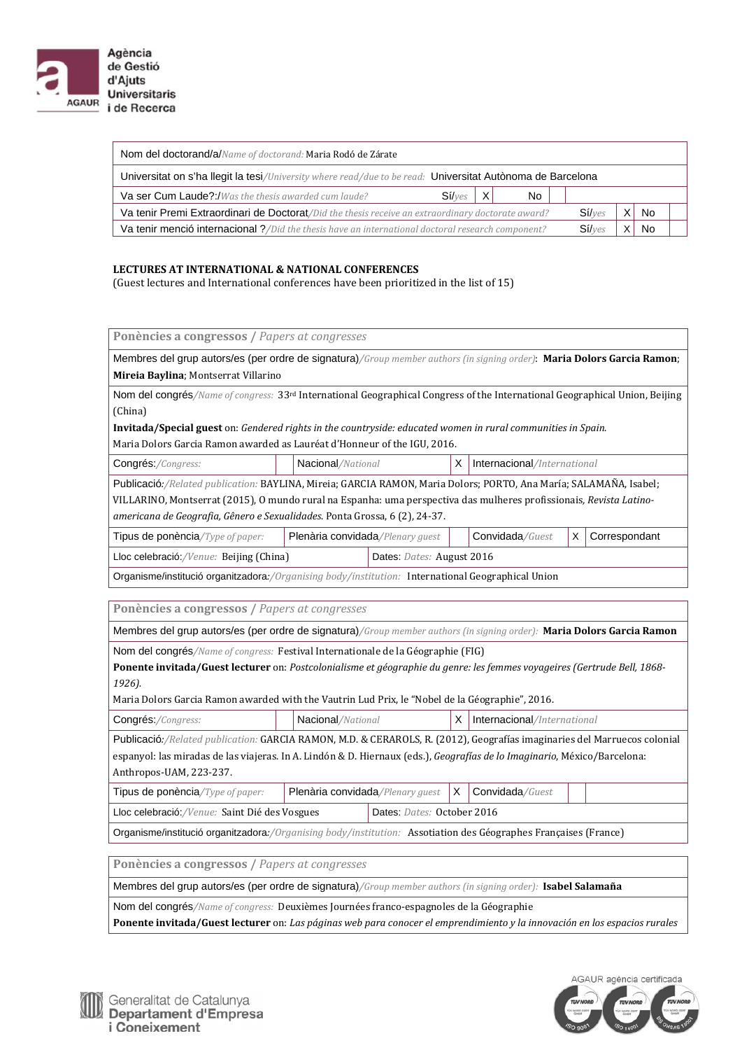| Nom del doctorand/a/*Name of doctorand:* Maria Rodó de Zárate | | | | | |
|---|---|---|---|---|---|
| Universitat on s'ha llegit la tesi/*University where read/due to be read:* Universitat Autònoma de Barcelona | | | | | |
| Va ser Cum Laude?:/*Was the thesis awarded cum laude?* | Sí/*yes* | X | No | | |
| Va tenir Premi Extraordinari de Doctorat/*Did the thesis receive an extraordinary doctorate award?* | Sí/*yes* | X | No | | |
| Va tenir menció internacional ?/*Did the thesis have an international doctoral research component?* | Sí/*yes* | X | No | | |

**LECTURES AT INTERNATIONAL & NATIONAL CONFERENCES**
(Guest lectures and International conferences have been prioritized in the list of 15)

| Ponències a congressos / *Papers at congresses* | | | | | |
|---|---|---|---|---|---|
| Membres del grup autors/es (per ordre de signatura)/*Group member authors (in signing order)*: **Maria Dolors Garcia Ramon**; **Mireia Baylina**; Montserrat Villarino | | | | | |
| Nom del congrés/*Name of congress:* 33rd International Geographical Congress of the International Geographical Union, Beijing (China)<br>**Invitada/Special guest** on: *Gendered rights in the countryside: educated women in rural communities in Spain.*<br>Maria Dolors Garcia Ramon awarded as Lauréat d'Honneur of the IGU, 2016. | | | | | |
| Congrés:/*Congress:* | | Nacional/*National* | X | Internacional/*International* | |
| Publicació:/*Related publication:* BAYLINA, Mireia; GARCIA RAMON, Maria Dolors; PORTO, Ana María; SALAMAÑA, Isabel; VILLARINO, Montserrat (2015), O mundo rural na Espanha: uma perspectiva das mulheres profissionais, *Revista Latino-americana de Geografia, Gênero e Sexualidades*. Ponta Grossa, 6 (2), 24-37. | | | | | |
| Tipus de ponència/*Type of paper:* | Plenària convidada/*Plenary guest* | | Convidada/*Guest* | X | Correspondant |
| Lloc celebració:/*Venue:* Beijing (China) | | Dates: *Dates:* August 2016 | | | |
| Organisme/institució organitzadora:/*Organising body/institution:* International Geographical Union | | | | | |

| Ponències a congressos / *Papers at congresses* | | | | | |
|---|---|---|---|---|---|
| Membres del grup autors/es (per ordre de signatura)/*Group member authors (in signing order):* **Maria Dolors Garcia Ramon** | | | | | |
| Nom del congrés/*Name of congress:* Festival Internationale de la Géographie (FIG)<br>**Ponente invitada/Guest lecturer** on: *Postcolonialisme et géographie du genre: les femmes voyageires (Gertrude Bell, 1868-1926).*<br>Maria Dolors Garcia Ramon awarded with the Vautrin Lud Prix, le "Nobel de la Géographie", 2016. | | | | | |
| Congrés:/*Congress:* | | Nacional/*National* | X | Internacional/*International* | |
| Publicació:/*Related publication:* GARCIA RAMON, M.D. & CERAROLS, R. (2012), Geografías imaginaries del Marruecos colonial espanyol: las miradas de las viajeras. In A. Lindón & D. Hiernaux (eds.), *Geografías de lo Imaginario*, México/Barcelona: Anthropos-UAM, 223-237. | | | | | |
| Tipus de ponència/*Type of paper:* | Plenària convidada/*Plenary guest* | X | Convidada/*Guest* | | |
| Lloc celebració:/*Venue:* Saint Dié des Vosgues | | Dates: *Dates:* October 2016 | | | |
| Organisme/institució organitzadora:/*Organising body/institution:* Assotiation des Géographes Françaises (France) | | | | | |

| Ponències a congressos / *Papers at congresses* |
|---|
| Membres del grup autors/es (per ordre de signatura)/*Group member authors (in signing order):* **Isabel Salamaña** |
| Nom del congrés/*Name of congress:* Deuxièmes Journées franco-espagnoles de la Géographie<br>**Ponente invitada/Guest lecturer** on: *Las páginas web para conocer el emprendimiento y la innovación en los espacios rurales* |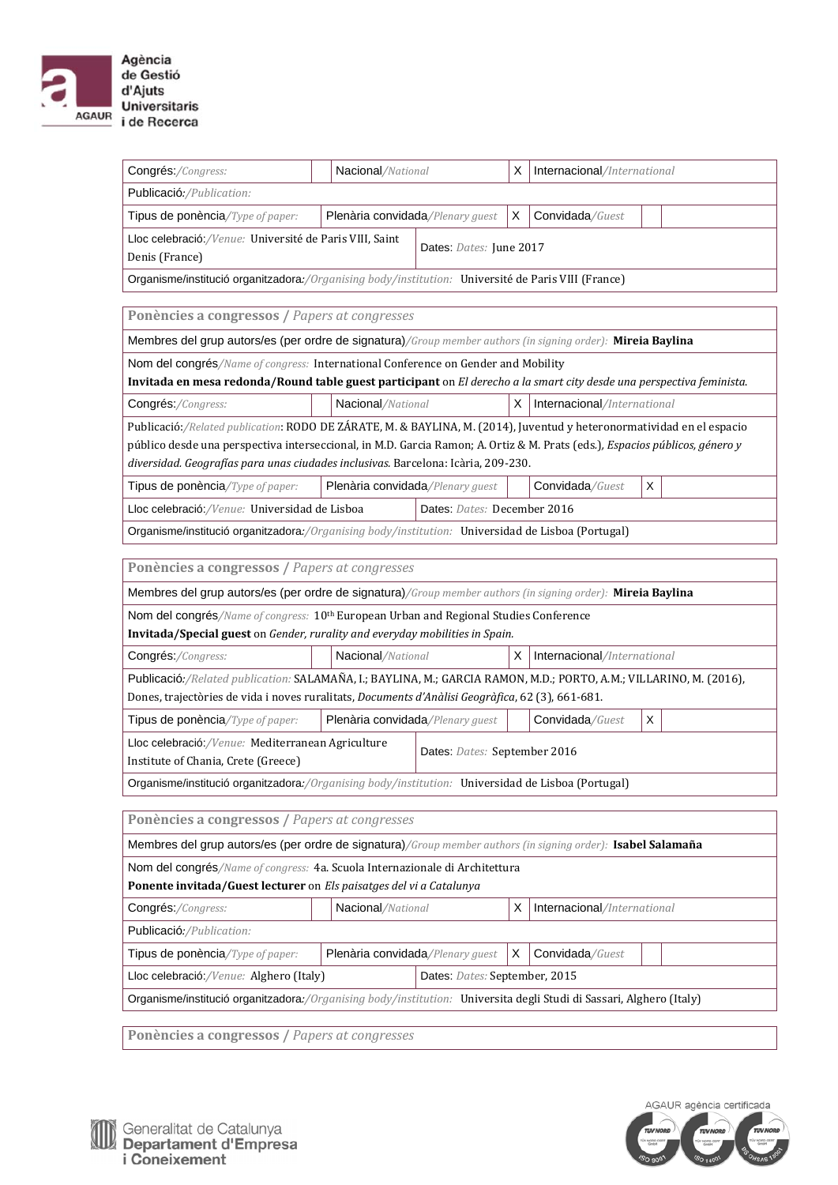| Congrés:/*Congress:* | | Nacional/*National* | X | Internacional/*International* | |
|---|---|---|---|---|---|
| Publicació:/*Publication:* | | | | | |
| Tipus de ponència/*Type of paper:* | | Plenària convidada/*Plenary guest* | X | Convidada/*Guest* | |
| Lloc celebració:/*Venue:* Université de Paris VIII, Saint Denis (France) | | Dates: *Dates:* June 2017 | | | |
| Organisme/institució organitzadora:/*Organising body/institution:* Université de Paris VIII (France) | | | | | |

| Ponències a congressos / *Papers at congresses* | | | | | |
|---|---|---|---|---|---|
| Membres del grup autors/es (per ordre de signatura)/*Group member authors (in signing order):* **Mireia Baylina** | | | | | |
| Nom del congrés/*Name of congress:* International Conference on Gender and Mobility<br>**Invitada en mesa redonda/Round table guest participant** on *El derecho a la smart city desde una perspectiva feminista.* | | | | | |
| Congrés:/*Congress:* | | Nacional/*National* | X | Internacional/*International* | |
| Publicació:/*Related publication:* RODO DE ZÁRATE, M. & BAYLINA, M. (2014), Juventud y heteronormatividad en el espacio público desde una perspectiva interseccional, in M.D. Garcia Ramon; A. Ortiz & M. Prats (eds.), *Espacios públicos, género y diversidad. Geografías para unas ciudades inclusivas.* Barcelona: Icària, 209-230. | | | | | |
| Tipus de ponència/*Type of paper:* | | Plenària convidada/*Plenary guest* | | Convidada/*Guest* | X |
| Lloc celebració:/*Venue:* Universidad de Lisboa | | Dates: *Dates:* December 2016 | | | |
| Organisme/institució organitzadora:/*Organising body/institution:* Universidad de Lisboa (Portugal) | | | | | |

| Ponències a congressos / *Papers at congresses* | | | | | |
|---|---|---|---|---|---|
| Membres del grup autors/es (per ordre de signatura)/*Group member authors (in signing order):* **Mireia Baylina** | | | | | |
| Nom del congrés/*Name of congress:* 10th European Urban and Regional Studies Conference<br>**Invitada/Special guest** on *Gender, rurality and everyday mobilities in Spain.* | | | | | |
| Congrés:/*Congress:* | | Nacional/*National* | X | Internacional/*International* | |
| Publicació:/*Related publication:* SALAMAÑA, I.; BAYLINA, M.; GARCIA RAMON, M.D.; PORTO, A.M.; VILLARINO, M. (2016), Dones, trajectòries de vida i noves ruralitats, *Documents d'Anàlisi Geogràfica*, 62 (3), 661-681. | | | | | |
| Tipus de ponència/*Type of paper:* | | Plenària convidada/*Plenary guest* | | Convidada/*Guest* | X |
| Lloc celebració:/*Venue:* Mediterranean Agriculture Institute of Chania, Crete (Greece) | | Dates: *Dates:* September 2016 | | | |
| Organisme/institució organitzadora:/*Organising body/institution:* Universidad de Lisboa (Portugal) | | | | | |

| Ponències a congressos / *Papers at congresses* | | | | | |
|---|---|---|---|---|---|
| Membres del grup autors/es (per ordre de signatura)/*Group member authors (in signing order):* **Isabel Salamaña** | | | | | |
| Nom del congrés/*Name of congress:* 4a. Scuola Internazionale di Architettura<br>**Ponente invitada/Guest lecturer** on *Els paisatges del vi a Catalunya* | | | | | |
| Congrés:/*Congress:* | | Nacional/*National* | X | Internacional/*International* | |
| Publicació:/*Publication:* | | | | | |
| Tipus de ponència/*Type of paper:* | | Plenària convidada/*Plenary guest* | X | Convidada/*Guest* | |
| Lloc celebració:/*Venue:* Alghero (Italy) | | Dates: *Dates:* September, 2015 | | | |
| Organisme/institució organitzadora:/*Organising body/institution:* Universita degli Studi di Sassari, Alghero (Italy) | | | | | |

| Ponències a congressos / *Papers at congresses* |
|---|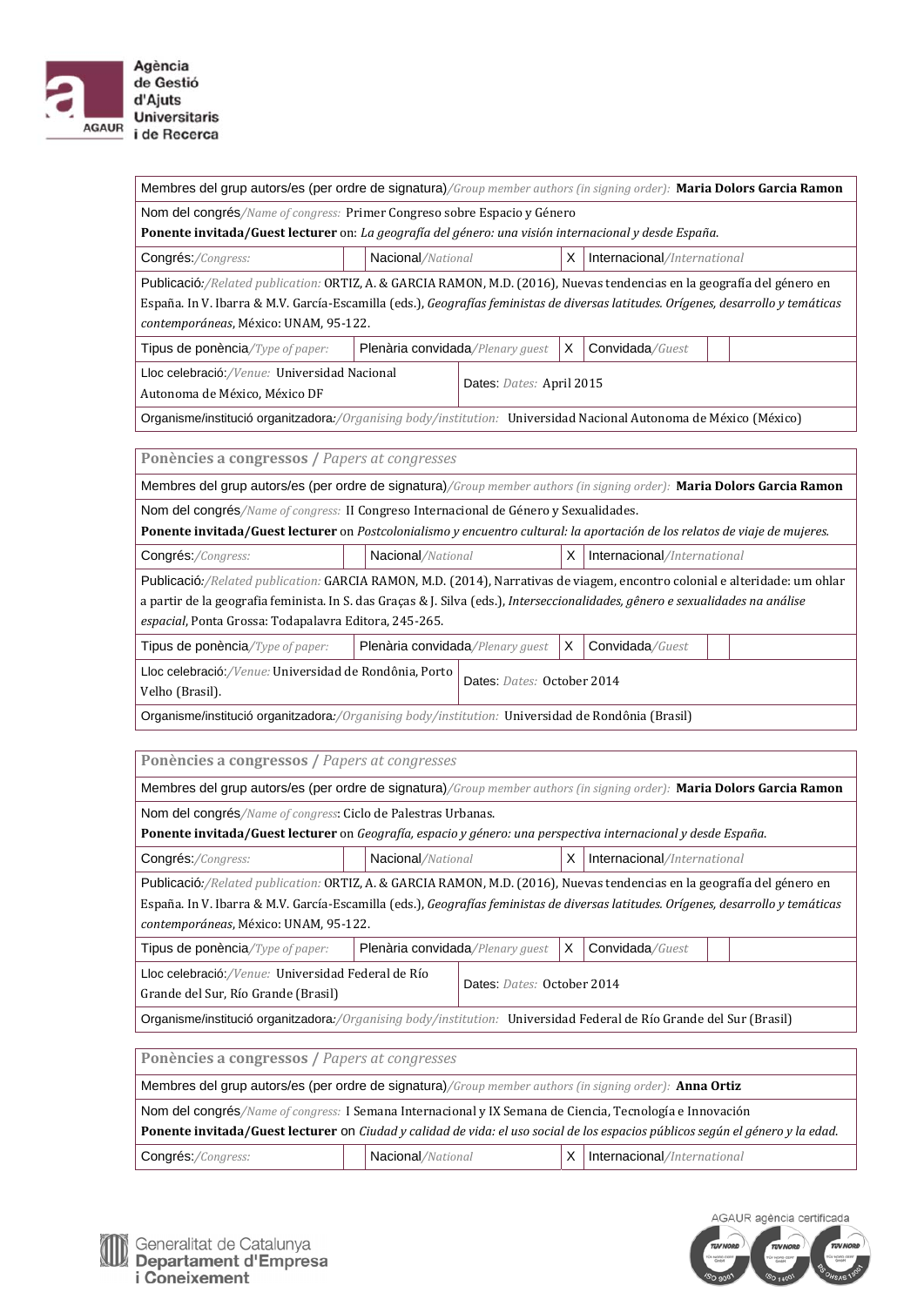| Membres del grup autors/es (per ordre de signatura)*/Group member authors (in signing order):* **Maria Dolors Garcia Ramon** | | | | | |
|---|---|---|---|---|---|
| Nom del congrés*/Name of congress:* Primer Congreso sobre Espacio y Género<br>**Ponente invitada/Guest lecturer** on: *La geografía del género: una visión internacional y desde España.* | | | | | |
| Congrés:*/Congress:* | | Nacional*/National* | X | Internacional*/International* | |
| Publicació:*/Related publication:* ORTIZ, A. & GARCIA RAMON, M.D. (2016), Nuevas tendencias en la geografía del género en España. In V. Ibarra & M.V. García-Escamilla (eds.), *Geografías feministas de diversas latitudes. Orígenes, desarrollo y temáticas contemporáneas*, México: UNAM, 95-122. | | | | | |
| Tipus de ponència*/Type of paper:* | Plenària convidada*/Plenary guest* | | X | Convidada*/Guest* | |
| Lloc celebració:*/Venue:* Universidad Nacional Autonoma de México, México DF | Dates: *Dates:* April 2015 | | | | |
| Organisme/institució organitzadora:*/Organising body/institution:* Universidad Nacional Autonoma de México (México) | | | | | |

**Ponències a congressos** / *Papers at congresses*

| Membres del grup autors/es (per ordre de signatura)*/Group member authors (in signing order):* **Maria Dolors Garcia Ramon** | | | | | |
|---|---|---|---|---|---|
| Nom del congrés*/Name of congress:* II Congreso Internacional de Género y Sexualidades.<br>**Ponente invitada/Guest lecturer** on *Postcolonialismo y encuentro cultural: la aportación de los relatos de viaje de mujeres.* | | | | | |
| Congrés:*/Congress:* | | Nacional*/National* | X | Internacional*/International* | |
| Publicació:*/Related publication:* GARCIA RAMON, M.D. (2014), Narrativas de viagem, encontro colonial e alteridade: um ohlar a partir de la geografia feminista. In S. das Graças & J. Silva (eds.), *Interseccionalidades, gênero e sexualidades na análise espacial*, Ponta Grossa: Todapalavra Editora, 245-265. | | | | | |
| Tipus de ponència*/Type of paper:* | Plenària convidada*/Plenary guest* | | X | Convidada*/Guest* | |
| Lloc celebració:*/Venue:* Universidad de Rondônia, Porto Velho (Brasil). | Dates: *Dates:* October 2014 | | | | |
| Organisme/institució organitzadora:*/Organising body/institution:* Universidad de Rondônia (Brasil) | | | | | |

**Ponències a congressos** / *Papers at congresses*

| Membres del grup autors/es (per ordre de signatura)*/Group member authors (in signing order):* **Maria Dolors Garcia Ramon** | | | | | |
|---|---|---|---|---|---|
| Nom del congrés*/Name of congress*: Ciclo de Palestras Urbanas.<br>**Ponente invitada/Guest lecturer** on *Geografía, espacio y género: una perspectiva internacional y desde España.* | | | | | |
| Congrés:*/Congress:* | | Nacional*/National* | X | Internacional*/International* | |
| Publicació:*/Related publication:* ORTIZ, A. & GARCIA RAMON, M.D. (2016), Nuevas tendencias en la geografía del género en España. In V. Ibarra & M.V. García-Escamilla (eds.), *Geografías feministas de diversas latitudes. Orígenes, desarrollo y temáticas contemporáneas*, México: UNAM, 95-122. | | | | | |
| Tipus de ponència*/Type of paper:* | Plenària convidada*/Plenary guest* | | X | Convidada*/Guest* | |
| Lloc celebració:*/Venue:* Universidad Federal de Río Grande del Sur, Río Grande (Brasil) | Dates: *Dates:* October 2014 | | | | |
| Organisme/institució organitzadora:*/Organising body/institution:* Universidad Federal de Río Grande del Sur (Brasil) | | | | | |

**Ponències a congressos** / *Papers at congresses*

| Membres del grup autors/es (per ordre de signatura)*/Group member authors (in signing order):* **Anna Ortiz** | | | | | |
|---|---|---|---|---|---|
| Nom del congrés*/Name of congress:* I Semana Internacional y IX Semana de Ciencia, Tecnología e Innovación<br>**Ponente invitada/Guest lecturer** on *Ciudad y calidad de vida: el uso social de los espacios públicos según el género y la edad.* | | | | | |
| Congrés:*/Congress:* | | Nacional*/National* | X | Internacional*/International* | |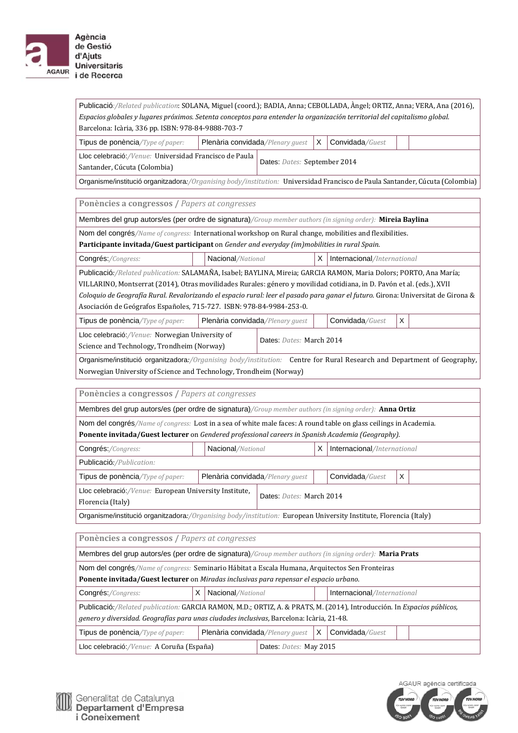| Publicació:/*Related publication*: SOLANA, Miguel (coord.); BADIA, Anna; CEBOLLADA, Àngel; ORTIZ, Anna; VERA, Ana (2016), *Espacios globales y lugares próximos. Setenta conceptos para entender la organización territorial del capitalismo global*. Barcelona: Icària, 336 pp. ISBN: 978-84-9888-703-7 | | | | | |
|---|---|---|---|---|---|
| Tipus de ponència/*Type of paper:* | Plenària convidada/*Plenary guest* | X | Convidada/*Guest* | | |
| Lloc celebració:/*Venue:* Universidad Francisco de Paula Santander, Cúcuta (Colombia) | Dates: *Dates:* September 2014 | | | | |
| Organisme/institució organitzadora:/*Organising body/institution:* Universidad Francisco de Paula Santander, Cúcuta (Colombia) | | | | | |

| Ponències a congressos / *Papers at congresses* | | | | | |
|---|---|---|---|---|---|
| Membres del grup autors/es (per ordre de signatura)/*Group member authors (in signing order):* **Mireia Baylina** | | | | | |
| Nom del congrés/*Name of congress:* International workshop on Rural change, mobilities and flexibilities. **Participante invitada/Guest participant** on *Gender and everyday (im)mobilities in rural Spain.* | | | | | |
| Congrés:/*Congress:* | | Nacional/*National* | X | Internacional/*International* | |
| Publicació:/*Related publication:* SALAMAÑA, Isabel; BAYLINA, Mireia; GARCIA RAMON, Maria Dolors; PORTO, Ana María; VILLARINO, Montserrat (2014), Otras movilidades Rurales: género y movilidad cotidiana, in D. Pavón et al. (eds.), XVII *Coloquio de Geografía Rural. Revalorizando el espacio rural: leer el pasado para ganar el futuro*. Girona: Universitat de Girona & Asociación de Geógrafos Españoles, 715-727. ISBN: 978-84-9984-253-0. | | | | | |
| Tipus de ponència/*Type of paper:* | Plenària convidada/*Plenary guest* | | Convidada/*Guest* | X | |
| Lloc celebració:/*Venue:* Norwegian University of Science and Technology, Trondheim (Norway) | Dates: *Dates:* March 2014 | | | | |
| Organisme/institució organitzadora:/*Organising body/institution:* Centre for Rural Research and Department of Geography, Norwegian University of Science and Technology, Trondheim (Norway) | | | | | |

| Ponències a congressos / *Papers at congresses* | | | | | |
|---|---|---|---|---|---|
| Membres del grup autors/es (per ordre de signatura)/*Group member authors (in signing order):* **Anna Ortiz** | | | | | |
| Nom del congrés/*Name of congress:* Lost in a sea of white male faces: A round table on glass ceilings in Academia. **Ponente invitada/Guest lecturer** on *Gendered professional careers in Spanish Academia (Geography).* | | | | | |
| Congrés:/*Congress:* | | Nacional/*National* | X | Internacional/*International* | |
| Publicació:/*Publication:* | | | | | |
| Tipus de ponència/*Type of paper:* | Plenària convidada/*Plenary guest* | | Convidada/*Guest* | X | |
| Lloc celebració:/*Venue:* European University Institute, Florencia (Italy) | Dates: *Dates:* March 2014 | | | | |
| Organisme/institució organitzadora:/*Organising body/institution:* European University Institute, Florencia (Italy) | | | | | |

| Ponències a congressos / *Papers at congresses* | | | | | |
|---|---|---|---|---|---|
| Membres del grup autors/es (per ordre de signatura)/*Group member authors (in signing order):* **Maria Prats** | | | | | |
| Nom del congrés/*Name of congress:* Seminario Hábitat a Escala Humana, Arquitectos Sen Fronteiras **Ponente invitada/Guest lecturer** on *Miradas inclusivas para repensar el espacio urbano.* | | | | | |
| Congrés:/*Congress:* | X | Nacional/*National* | | Internacional/*International* | |
| Publicació:/*Related publication:* GARCIA RAMON, M.D.; ORTIZ, A. & PRATS, M. (2014), Introducción. In *Espacios públicos, genero y diversidad. Geografías para unas ciudades inclusivas*, Barcelona: Icària, 21-48. | | | | | |
| Tipus de ponència/*Type of paper:* | Plenària convidada/*Plenary guest* | X | Convidada/*Guest* | | |
| Lloc celebració:/*Venue:* A Coruña (España) | Dates: *Dates:* May 2015 | | | | |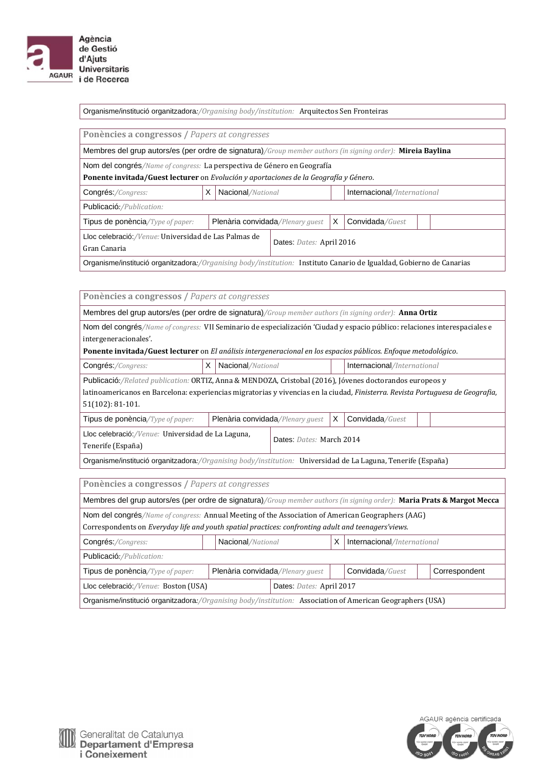| Organisme/institució organitzadora:/*Organising body/institution:* Arquitectos Sen Fronteiras |
|---|

| **Ponències a congressos** / *Papers at congresses* | | | | | | |
|---|---|---|---|---|---|---|
| Membres del grup autors/es (per ordre de signatura)/*Group member authors (in signing order):* **Mireia Baylina** | | | | | | |
| Nom del congrés/*Name of congress:* La perspectiva de Género en Geografía<br>**Ponente invitada/Guest lecturer** on *Evolución y aportaciones de la Geografía y Género*. | | | | | | |
| Congrés:/*Congress:* | X | Nacional/*National* | | Internacional/*International* | | |
| Publicació:/*Publication:* | | | | | | |
| Tipus de ponència/*Type of paper:* | | Plenària convidada/*Plenary guest* | X | Convidada/*Guest* | | |
| Lloc celebració:/*Venue:* Universidad de Las Palmas de Gran Canaria | | Dates: *Dates:* April 2016 | | | | |
| Organisme/institució organitzadora:/*Organising body/institution:* Instituto Canario de Igualdad, Gobierno de Canarias | | | | | | |

| **Ponències a congressos** / *Papers at congresses* | | | | | | |
|---|---|---|---|---|---|---|
| Membres del grup autors/es (per ordre de signatura)/*Group member authors (in signing order):* **Anna Ortiz** | | | | | | |
| Nom del congrés/*Name of congress:* VII Seminario de especialización 'Ciudad y espacio público: relaciones interespaciales e intergeneracionales'.<br>**Ponente invitada/Guest lecturer** on *El análisis intergeneracional en los espacios públicos. Enfoque metodológico*. | | | | | | |
| Congrés:/*Congress:* | X | Nacional/*National* | | Internacional/*International* | | |
| Publicació:/*Related publication:* ORTIZ, Anna & MENDOZA, Cristobal (2016), Jóvenes doctorandos europeos y latinoamericanos en Barcelona: experiencias migratorias y vivencias en la ciudad, *Finisterra. Revista Portuguesa de Geografia*, 51(102): 81-101. | | | | | | |
| Tipus de ponència/*Type of paper:* | | Plenària convidada/*Plenary guest* | X | Convidada/*Guest* | | |
| Lloc celebració:/*Venue:* Universidad de La Laguna, Tenerife (España) | | Dates: *Dates:* March 2014 | | | | |
| Organisme/institució organitzadora:/*Organising body/institution:* Universidad de La Laguna, Tenerife (España) | | | | | | |

| **Ponències a congressos** / *Papers at congresses* | | | | | | |
|---|---|---|---|---|---|---|
| Membres del grup autors/es (per ordre de signatura)/*Group member authors (in signing order):* **Maria Prats & Margot Mecca** | | | | | | |
| Nom del congrés/*Name of congress:* Annual Meeting of the Association of American Geographers (AAG)<br>Correspondents on *Everyday life and youth spatial practices: confronting adult and teenagers'views.* | | | | | | |
| Congrés:/*Congress:* | | Nacional/*National* | X | Internacional/*International* | | |
| Publicació:/*Publication:* | | | | | | |
| Tipus de ponència/*Type of paper:* | | Plenària convidada/*Plenary guest* | | Convidada/*Guest* | | Correspondent |
| Lloc celebració:/*Venue:* Boston (USA) | | Dates: *Dates:* April 2017 | | | | |
| Organisme/institució organitzadora:/*Organising body/institution:* Association of American Geographers (USA) | | | | | | |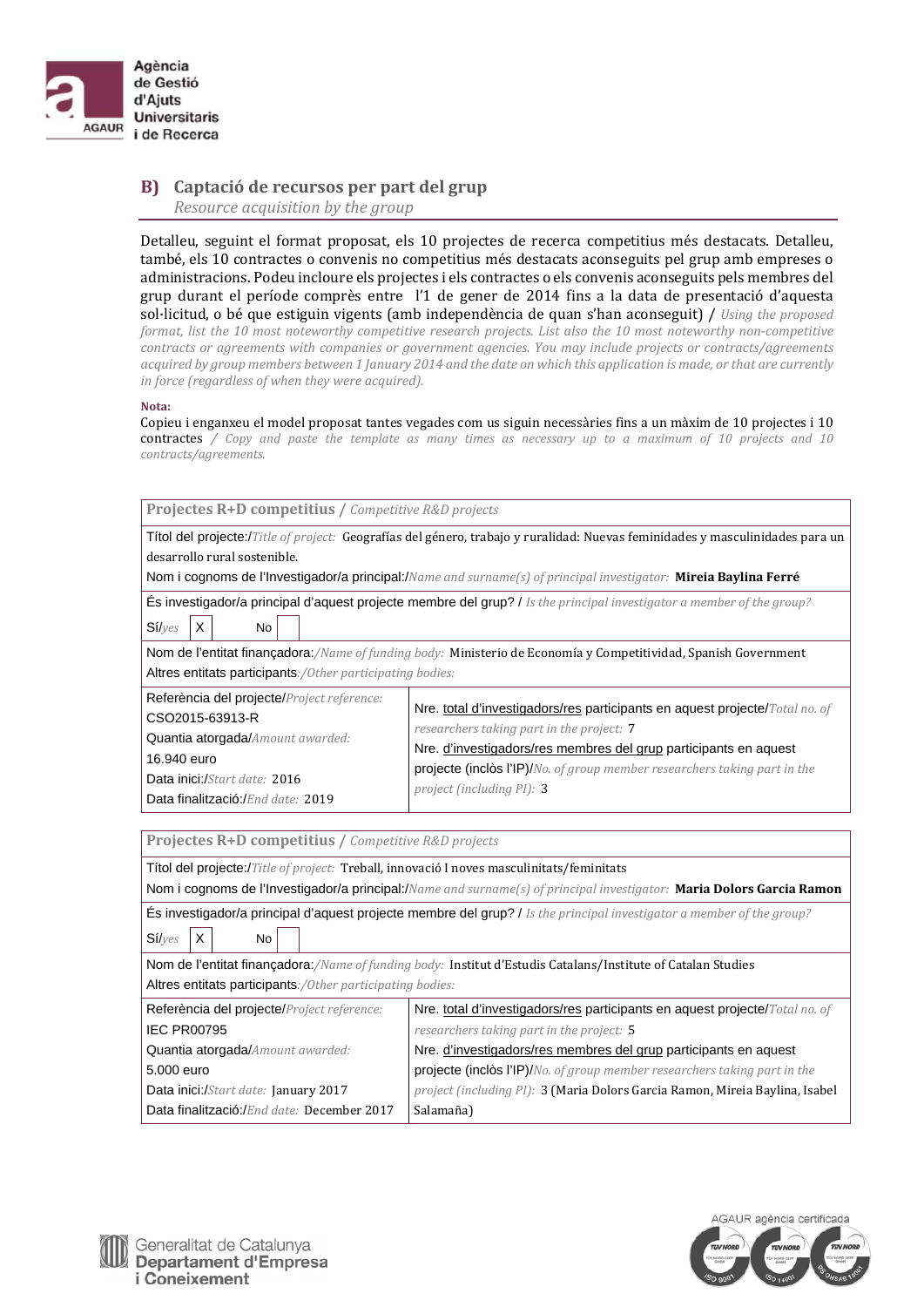## B) Captació de recursos per part del grup

*Resource acquisition by the group*

Detalleu, seguint el format proposat, els 10 projectes de recerca competitius més destacats. Detalleu, també, els 10 contractes o convenis no competitius més destacats aconseguits pel grup amb empreses o administracions. Podeu incloure els projectes i els contractes o els convenis aconseguits pels membres del grup durant el període comprès entre l'1 de gener de 2014 fins a la data de presentació d'aquesta sol·licitud, o bé que estiguin vigents (amb independència de quan s'han aconseguit) / *Using the proposed format, list the 10 most noteworthy competitive research projects. List also the 10 most noteworthy non-competitive contracts or agreements with companies or government agencies. You may include projects or contracts/agreements acquired by group members between 1 January 2014 and the date on which this application is made, or that are currently in force (regardless of when they were acquired).*

**Nota:**

Copieu i enganxeu el model proposat tantes vegades com us siguin necessàries fins a un màxim de 10 projectes i 10 contractes / *Copy and paste the template as many times as necessary up to a maximum of 10 projects and 10 contracts/agreements.*

| **Projectes R+D competitius** / *Competitive R&D projects* | |
|---|---|
| Títol del projecte:/*Title of project:* Geografías del género, trabajo y ruralidad: Nuevas feminidades y masculinidades para un desarrollo rural sostenible.<br>Nom i cognoms de l'Investigador/a principal:/*Name and surname(s) of principal investigator:* **Mireia Baylina Ferré** | |
| És investigador/a principal d'aquest projecte membre del grup? / *Is the principal investigator a member of the group?*<br>Sí/*yes* [X] No [ ] | |
| Nom de l'entitat finançadora:/*Name of funding body:* Ministerio de Economía y Competitividad, Spanish Government<br>Altres entitats participants:/*Other participating bodies:* | |
| Referència del projecte/*Project reference:*<br>CSO2015-63913-R<br>Quantia atorgada/*Amount awarded:*<br>16.940 euro<br>Data inici:/*Start date:* 2016<br>Data finalització:/*End date:* 2019 | Nre. total d'investigadors/res participants en aquest projecte/*Total no. of researchers taking part in the project:* 7<br>Nre. d'investigadors/res membres del grup participants en aquest projecte (inclòs l'IP)/*No. of group member researchers taking part in the project (including PI):* 3 |

| **Projectes R+D competitius** / *Competitive R&D projects* | |
|---|---|
| Títol del projecte:/*Title of project:* Treball, innovació I noves masculinitats/feminitats<br>Nom i cognoms de l'Investigador/a principal:/*Name and surname(s) of principal investigator:* **Maria Dolors Garcia Ramon** | |
| És investigador/a principal d'aquest projecte membre del grup? / *Is the principal investigator a member of the group?*<br>Sí/*yes* [X] No [ ] | |
| Nom de l'entitat finançadora:/*Name of funding body:* Institut d'Estudis Catalans/Institute of Catalan Studies<br>Altres entitats participants:/*Other participating bodies:* | |
| Referència del projecte/*Project reference:*<br>IEC PR00795<br>Quantia atorgada/*Amount awarded:*<br>5.000 euro<br>Data inici:/*Start date:* January 2017<br>Data finalització:/*End date:* December 2017 | Nre. total d'investigadors/res participants en aquest projecte/*Total no. of researchers taking part in the project:* 5<br>Nre. d'investigadors/res membres del grup participants en aquest projecte (inclòs l'IP)/*No. of group member researchers taking part in the project (including PI):* 3 (Maria Dolors Garcia Ramon, Mireia Baylina, Isabel Salamaña) |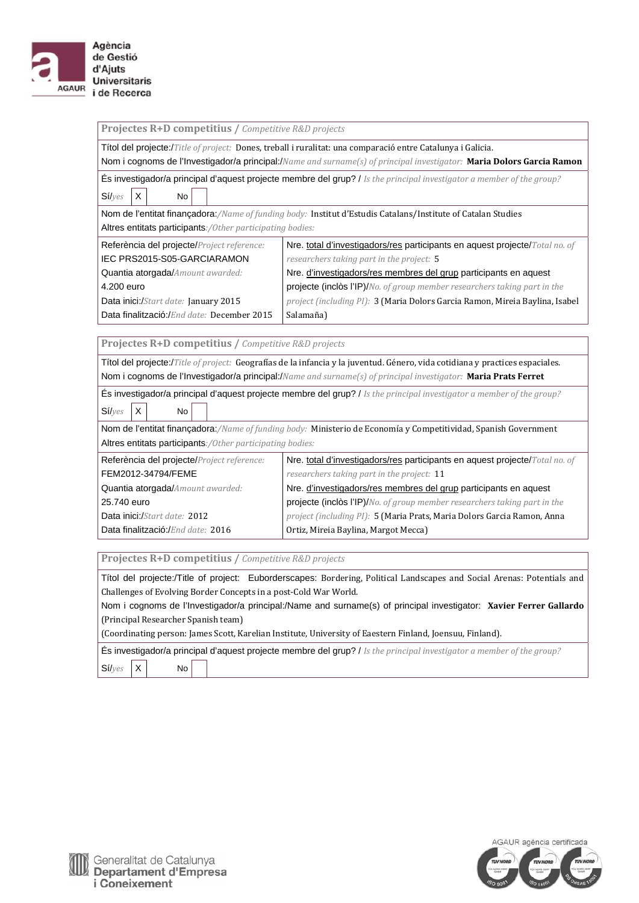**Projectes R+D competitius** / *Competitive R&D projects*

Títol del projecte:/*Title of project:* Dones, treball i ruralitat: una comparació entre Catalunya i Galicia.
Nom i cognoms de l'Investigador/a principal:/*Name and surname(s) of principal investigator:* **Maria Dolors Garcia Ramon**

És investigador/a principal d'aquest projecte membre del grup? / *Is the principal investigator a member of the group?*
Sí/*yes* X No

Nom de l'entitat finançadora:/*Name of funding body:* Institut d'Estudis Catalans/Institute of Catalan Studies
Altres entitats participants:/*Other participating bodies:*

| | |
|---|---|
| Referència del projecte/*Project reference:* IEC PRS2015-S05-GARCIARAMON<br>Quantia atorgada/*Amount awarded:* 4.200 euro<br>Data inici:/*Start date:* January 2015<br>Data finalització:/*End date:* December 2015 | Nre. total d'investigadors/res participants en aquest projecte/*Total no. of researchers taking part in the project:* 5<br>Nre. d'investigadors/res membres del grup participants en aquest projecte (inclòs l'IP)/*No. of group member researchers taking part in the project (including PI):* 3 (Maria Dolors Garcia Ramon, Mireia Baylina, Isabel Salamaña) |

**Projectes R+D competitius** / *Competitive R&D projects*

Títol del projecte:/*Title of project:* Geografías de la infancia y la juventud. Género, vida cotidiana y practices espaciales.
Nom i cognoms de l'Investigador/a principal:/*Name and surname(s) of principal investigator:* **Maria Prats Ferret**

És investigador/a principal d'aquest projecte membre del grup? / *Is the principal investigator a member of the group?*
Sí/*yes* X No

Nom de l'entitat finançadora:/*Name of funding body:* Ministerio de Economía y Competitividad, Spanish Government
Altres entitats participants:/*Other participating bodies:*

| | |
|---|---|
| Referència del projecte/*Project reference:* FEM2012-34794/FEME<br>Quantia atorgada/*Amount awarded:* 25.740 euro<br>Data inici:/*Start date:* 2012<br>Data finalització:/*End date:* 2016 | Nre. total d'investigadors/res participants en aquest projecte/*Total no. of researchers taking part in the project:* 11<br>Nre. d'investigadors/res membres del grup participants en aquest projecte (inclòs l'IP)/*No. of group member researchers taking part in the project (including PI):* 5 (Maria Prats, Maria Dolors Garcia Ramon, Anna Ortiz, Mireia Baylina, Margot Mecca) |

**Projectes R+D competitius** / *Competitive R&D projects*

Títol del projecte:/Title of project: Euborderscapes: Bordering, Political Landscapes and Social Arenas: Potentials and Challenges of Evolving Border Concepts in a post-Cold War World.
Nom i cognoms de l'Investigador/a principal:/Name and surname(s) of principal investigator: **Xavier Ferrer Gallardo** (Principal Researcher Spanish team)
(Coordinating person: James Scott, Karelian Institute, University of Eaestern Finland, Joensuu, Finland).

És investigador/a principal d'aquest projecte membre del grup? / *Is the principal investigator a member of the group?*
Sí/*yes* X No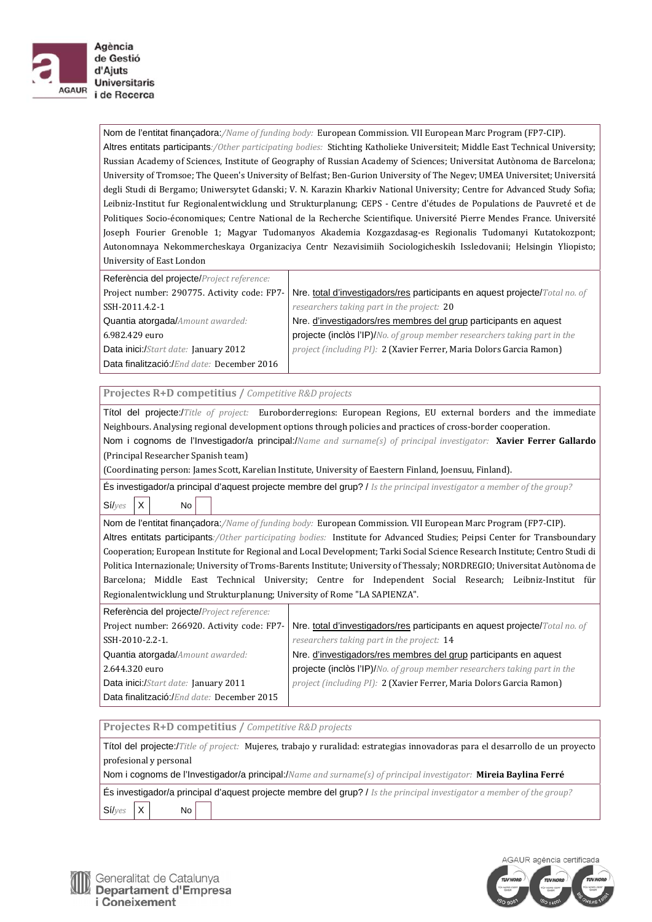Nom de l'entitat finançadora:/*Name of funding body:* European Commission. VII European Marc Program (FP7-CIP).

Altres entitats participants:/*Other participating bodies:* Stichting Katholieke Universiteit; Middle East Technical University; Russian Academy of Sciences, Institute of Geography of Russian Academy of Sciences; Universitat Autònoma de Barcelona; University of Tromsoe; The Queen's University of Belfast; Ben-Gurion University of The Negev; UMEA Universitet; Universitá degli Studi di Bergamo; Uniwersytet Gdanski; V. N. Karazin Kharkiv National University; Centre for Advanced Study Sofia; Leibniz-Institut fur Regionalentwicklung und Strukturplanung; CEPS - Centre d'études de Populations de Pauvreté et de Politiques Socio-économiques; Centre National de la Recherche Scientifique. Université Pierre Mendes France. Université Joseph Fourier Grenoble 1; Magyar Tudomanyos Akademia Kozgazdasag-es Regionalis Tudomanyi Kutatokozpont; Autonomnaya Nekommercheskaya Organizaciya Centr Nezavisimiih Sociologicheskih Issledovanii; Helsingin Yliopisto; University of East London

| Referència del projecte/*Project reference:* | |
|---|---|
| Project number: 290775. Activity code: FP7-SSH-2011.4.2-1 | Nre. total d'investigadors/res participants en aquest projecte/*Total no. of researchers taking part in the project:* 20 |
| Quantia atorgada/*Amount awarded:* 6.982.429 euro | Nre. d'investigadors/res membres del grup participants en aquest projecte (inclòs l'IP)/*No. of group member researchers taking part in the project (including PI):* 2 (Xavier Ferrer, Maria Dolors Garcia Ramon) |
| Data inici:/*Start date:* January 2012 | |
| Data finalització:/*End date:* December 2016 | |

## Projectes R+D competitius / *Competitive R&D projects*

Títol del projecte:/*Title of project:* Euroborderregions: European Regions, EU external borders and the immediate Neighbours. Analysing regional development options through policies and practices of cross-border cooperation.

Nom i cognoms de l'Investigador/a principal:/*Name and surname(s) of principal investigator:* **Xavier Ferrer Gallardo** (Principal Researcher Spanish team)

(Coordinating person: James Scott, Karelian Institute, University of Eaestern Finland, Joensuu, Finland).

És investigador/a principal d'aquest projecte membre del grup? / *Is the principal investigator a member of the group?*

Sí/*yes* [X] No [ ]

Nom de l'entitat finançadora:/*Name of funding body:* European Commission. VII European Marc Program (FP7-CIP).

Altres entitats participants:/*Other participating bodies:* Institute for Advanced Studies; Peipsi Center for Transboundary Cooperation; European Institute for Regional and Local Development; Tarki Social Science Research Institute; Centro Studi di Politica Internazionale; University of Troms-Barents Institute; University of Thessaly; NORDREGIO; Universitat Autònoma de Barcelona; Middle East Technical University; Centre for Independent Social Research; Leibniz-Institut für Regionalentwicklung und Strukturplanung; University of Rome "LA SAPIENZA".

| Referència del projecte/*Project reference:* | |
|---|---|
| Project number: 266920. Activity code: FP7-SSH-2010-2.2-1. | Nre. total d'investigadors/res participants en aquest projecte/*Total no. of researchers taking part in the project:* 14 |
| Quantia atorgada/*Amount awarded:* 2.644.320 euro | Nre. d'investigadors/res membres del grup participants en aquest projecte (inclòs l'IP)/*No. of group member researchers taking part in the project (including PI):* 2 (Xavier Ferrer, Maria Dolors Garcia Ramon) |
| Data inici:/*Start date:* January 2011 | |
| Data finalització:/*End date:* December 2015 | |

## Projectes R+D competitius / *Competitive R&D projects*

Títol del projecte:/*Title of project:* Mujeres, trabajo y ruralidad: estrategias innovadoras para el desarrollo de un proyecto profesional y personal

Nom i cognoms de l'Investigador/a principal:/*Name and surname(s) of principal investigator:* **Mireia Baylina Ferré**

És investigador/a principal d'aquest projecte membre del grup? / *Is the principal investigator a member of the group?*

Sí/*yes* [X] No [ ]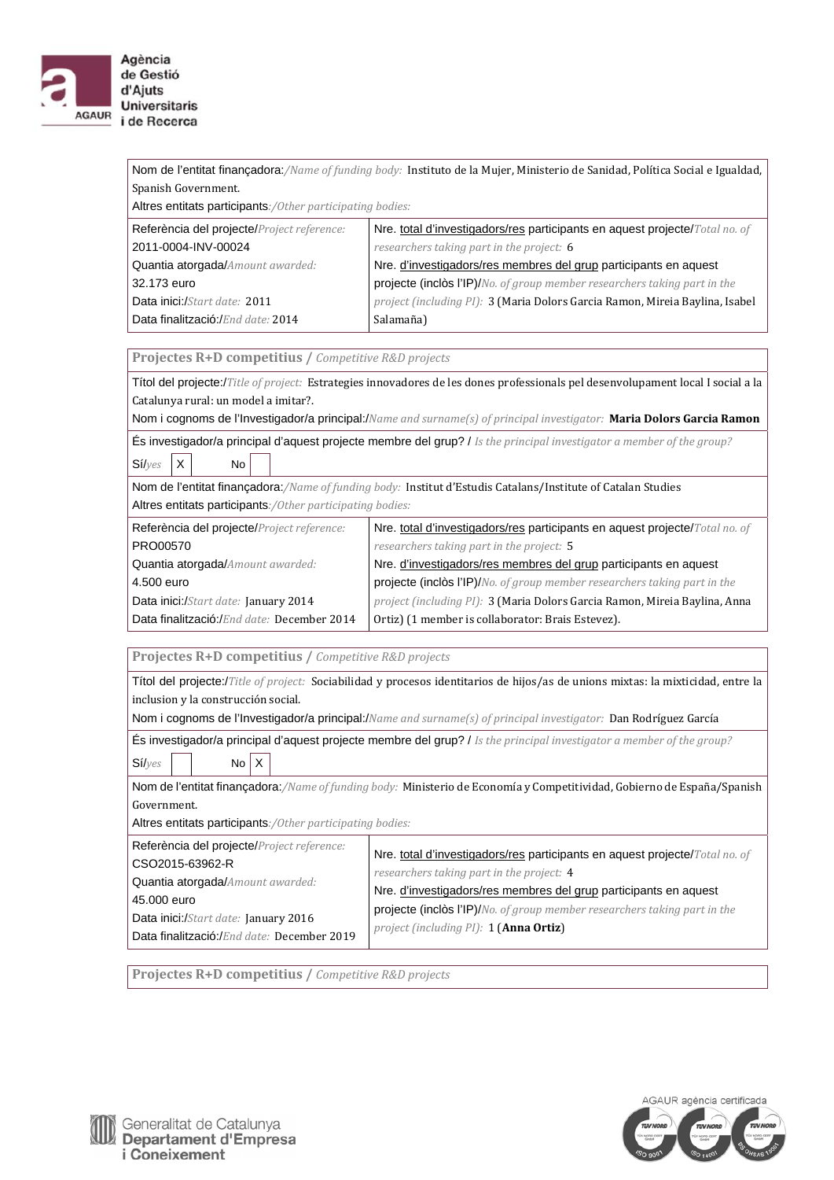Nom de l'entitat finançadora:/*Name of funding body:* Instituto de la Mujer, Ministerio de Sanidad, Política Social e Igualdad, Spanish Government.
Altres entitats participants:/*Other participating bodies:*

| | |
|---|---|
| Referència del projecte/*Project reference:* 2011-0004-INV-00024<br>Quantia atorgada/*Amount awarded:* 32.173 euro<br>Data inici:/*Start date:* 2011<br>Data finalització:/*End date:* 2014 | Nre. total d'investigadors/res participants en aquest projecte/*Total no. of researchers taking part in the project:* 6<br>Nre. d'investigadors/res membres del grup participants en aquest projecte (inclòs l'IP)/*No. of group member researchers taking part in the project (including PI):* 3 (Maria Dolors Garcia Ramon, Mireia Baylina, Isabel Salamaña) |

**Projectes R+D competitius** / *Competitive R&D projects*

Títol del projecte:/*Title of project:* Estrategies innovadores de les dones professionals pel desenvolupament local I social a la Catalunya rural: un model a imitar?.
Nom i cognoms de l'Investigador/a principal:/*Name and surname(s) of principal investigator:* **Maria Dolors Garcia Ramon**

És investigador/a principal d'aquest projecte membre del grup? / *Is the principal investigator a member of the group?*
Sí/*yes* [X] No [ ]

Nom de l'entitat finançadora:/*Name of funding body:* Institut d'Estudis Catalans/Institute of Catalan Studies
Altres entitats participants:/*Other participating bodies:*

| | |
|---|---|
| Referència del projecte/*Project reference:* PRO00570<br>Quantia atorgada/*Amount awarded:* 4.500 euro<br>Data inici:/*Start date:* January 2014<br>Data finalització:/*End date:* December 2014 | Nre. total d'investigadors/res participants en aquest projecte/*Total no. of researchers taking part in the project:* 5<br>Nre. d'investigadors/res membres del grup participants en aquest projecte (inclòs l'IP)/*No. of group member researchers taking part in the project (including PI):* 3 (Maria Dolors Garcia Ramon, Mireia Baylina, Anna Ortiz) (1 member is collaborator: Brais Estevez). |

**Projectes R+D competitius** / *Competitive R&D projects*

Títol del projecte:/*Title of project:* Sociabilidad y procesos identitarios de hijos/as de unions mixtas: la mixticidad, entre la inclusion y la construcción social.
Nom i cognoms de l'Investigador/a principal:/*Name and surname(s) of principal investigator:* Dan Rodríguez García

És investigador/a principal d'aquest projecte membre del grup? / *Is the principal investigator a member of the group?*
Sí/*yes* [ ] No [X]

Nom de l'entitat finançadora:/*Name of funding body:* Ministerio de Economía y Competitividad, Gobierno de España/Spanish Government.
Altres entitats participants:/*Other participating bodies:*

| | |
|---|---|
| Referència del projecte/*Project reference:* CSO2015-63962-R<br>Quantia atorgada/*Amount awarded:* 45.000 euro<br>Data inici:/*Start date:* January 2016<br>Data finalització:/*End date:* December 2019 | Nre. total d'investigadors/res participants en aquest projecte/*Total no. of researchers taking part in the project:* 4<br>Nre. d'investigadors/res membres del grup participants en aquest projecte (inclòs l'IP)/*No. of group member researchers taking part in the project (including PI):* 1 (**Anna Ortiz**) |

**Projectes R+D competitius** / *Competitive R&D projects*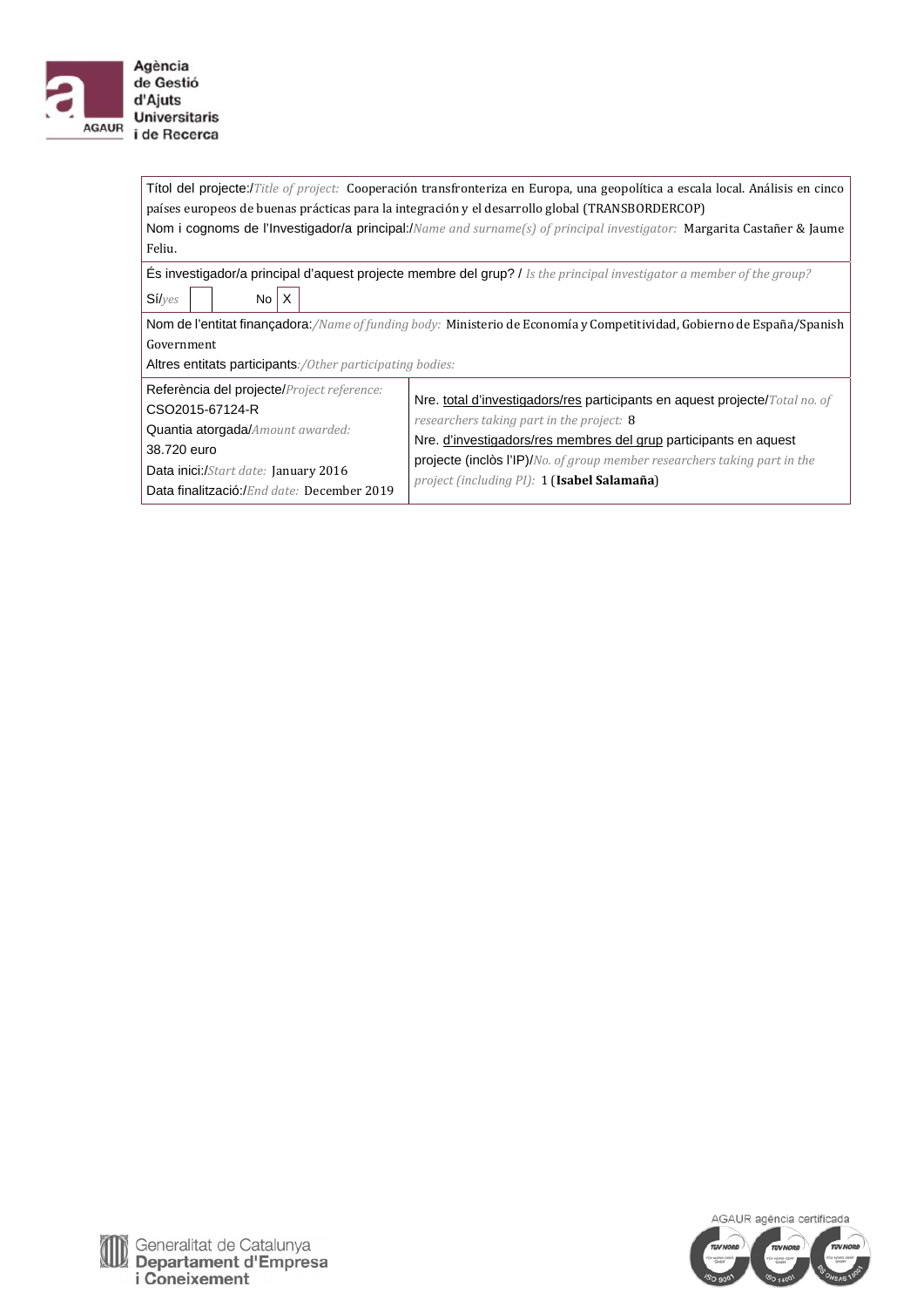| Títol del projecte:/*Title of project:* Cooperación transfronteriza en Europa, una geopolítica a escala local. Análisis en cinco países europeos de buenas prácticas para la integración y el desarrollo global (TRANSBORDERCOP)<br>Nom i cognoms de l'Investigador/a principal:/*Name and surname(s) of principal investigator:* Margarita Castañer & Jaume Feliu. | |
|---|---|
| És investigador/a principal d'aquest projecte membre del grup? / *Is the principal investigator a member of the group?*<br>Sí/*yes* [ ] No [X] | |
| Nom de l'entitat finançadora:/*Name of funding body:* Ministerio de Economía y Competitividad, Gobierno de España/Spanish Government<br>Altres entitats participants:/*Other participating bodies:* | |
| Referència del projecte/*Project reference:*<br>CSO2015-67124-R<br>Quantia atorgada/*Amount awarded:*<br>38.720 euro<br>Data inici:/*Start date:* January 2016<br>Data finalització:/*End date:* December 2019 | Nre. total d'investigadors/res participants en aquest projecte/*Total no. of researchers taking part in the project:* 8<br>Nre. d'investigadors/res membres del grup participants en aquest projecte (inclòs l'IP)/*No. of group member researchers taking part in the project (including PI):* 1 (**Isabel Salamaña**) |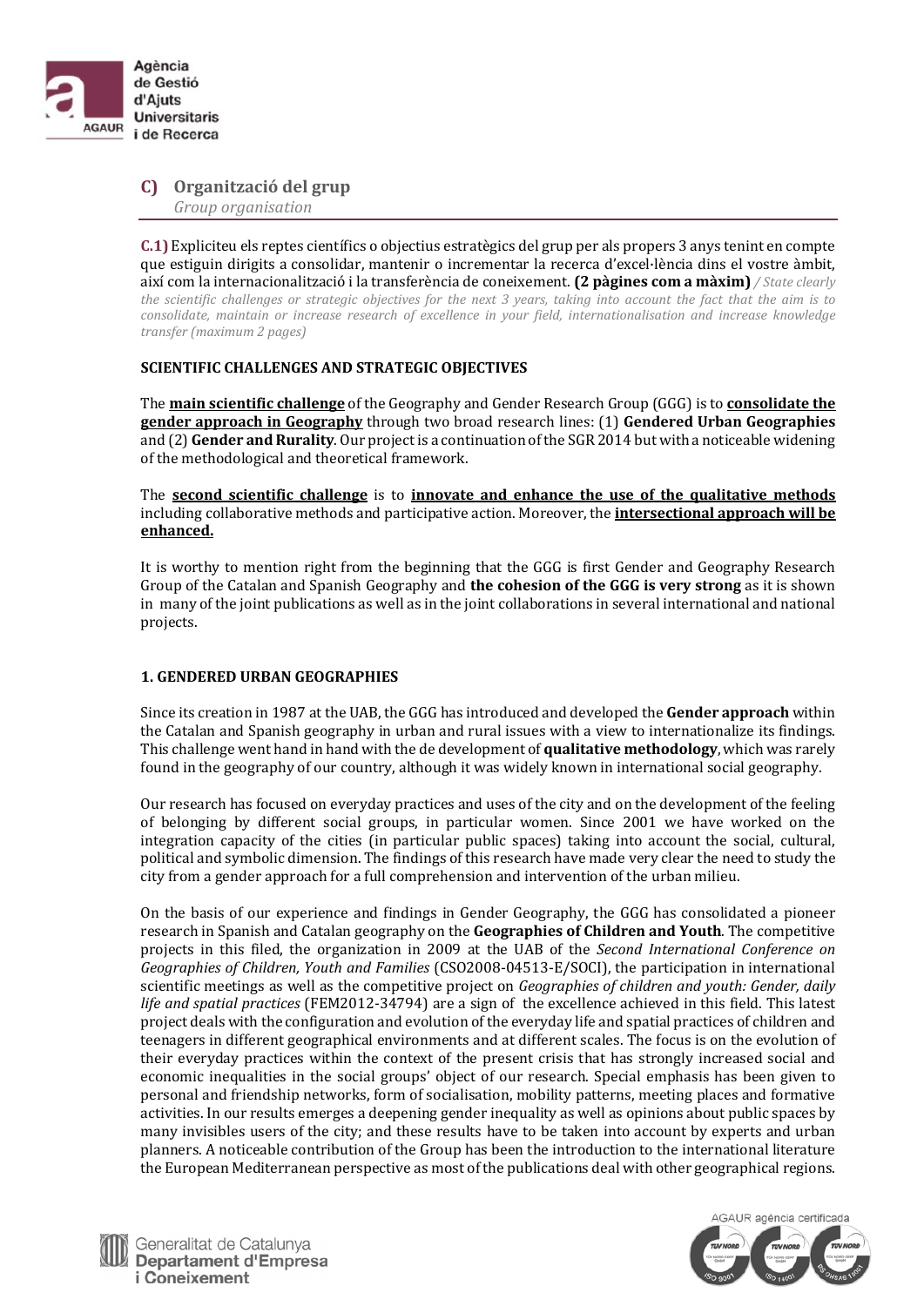## C) Organització del grup

*Group organisation*

**C.1)** Expliciteu els reptes científics o objectius estratègics del grup per als propers 3 anys tenint en compte que estiguin dirigits a consolidar, mantenir o incrementar la recerca d'excel·lència dins el vostre àmbit, així com la internacionalització i la transferència de coneixement. **(2 pàgines com a màxim)** / *State clearly the scientific challenges or strategic objectives for the next 3 years, taking into account the fact that the aim is to consolidate, maintain or increase research of excellence in your field, internationalisation and increase knowledge transfer (maximum 2 pages)*

**SCIENTIFIC CHALLENGES AND STRATEGIC OBJECTIVES**

The **main scientific challenge** of the Geography and Gender Research Group (GGG) is to **consolidate the gender approach in Geography** through two broad research lines: (1) **Gendered Urban Geographies** and (2) **Gender and Rurality**. Our project is a continuation of the SGR 2014 but with a noticeable widening of the methodological and theoretical framework.

The **second scientific challenge** is to **innovate and enhance the use of the qualitative methods** including collaborative methods and participative action. Moreover, the **intersectional approach will be enhanced.**

It is worthy to mention right from the beginning that the GGG is first Gender and Geography Research Group of the Catalan and Spanish Geography and **the cohesion of the GGG is very strong** as it is shown in many of the joint publications as well as in the joint collaborations in several international and national projects.

**1. GENDERED URBAN GEOGRAPHIES**

Since its creation in 1987 at the UAB, the GGG has introduced and developed the **Gender approach** within the Catalan and Spanish geography in urban and rural issues with a view to internationalize its findings. This challenge went hand in hand with the de development of **qualitative methodology**, which was rarely found in the geography of our country, although it was widely known in international social geography.

Our research has focused on everyday practices and uses of the city and on the development of the feeling of belonging by different social groups, in particular women. Since 2001 we have worked on the integration capacity of the cities (in particular public spaces) taking into account the social, cultural, political and symbolic dimension. The findings of this research have made very clear the need to study the city from a gender approach for a full comprehension and intervention of the urban milieu.

On the basis of our experience and findings in Gender Geography, the GGG has consolidated a pioneer research in Spanish and Catalan geography on the **Geographies of Children and Youth**. The competitive projects in this filed, the organization in 2009 at the UAB of the *Second International Conference on Geographies of Children, Youth and Families* (CSO2008-04513-E/SOCI), the participation in international scientific meetings as well as the competitive project on *Geographies of children and youth: Gender, daily life and spatial practices* (FEM2012-34794) are a sign of the excellence achieved in this field. This latest project deals with the configuration and evolution of the everyday life and spatial practices of children and teenagers in different geographical environments and at different scales. The focus is on the evolution of their everyday practices within the context of the present crisis that has strongly increased social and economic inequalities in the social groups' object of our research. Special emphasis has been given to personal and friendship networks, form of socialisation, mobility patterns, meeting places and formative activities. In our results emerges a deepening gender inequality as well as opinions about public spaces by many invisibles users of the city; and these results have to be taken into account by experts and urban planners. A noticeable contribution of the Group has been the introduction to the international literature the European Mediterranean perspective as most of the publications deal with other geographical regions.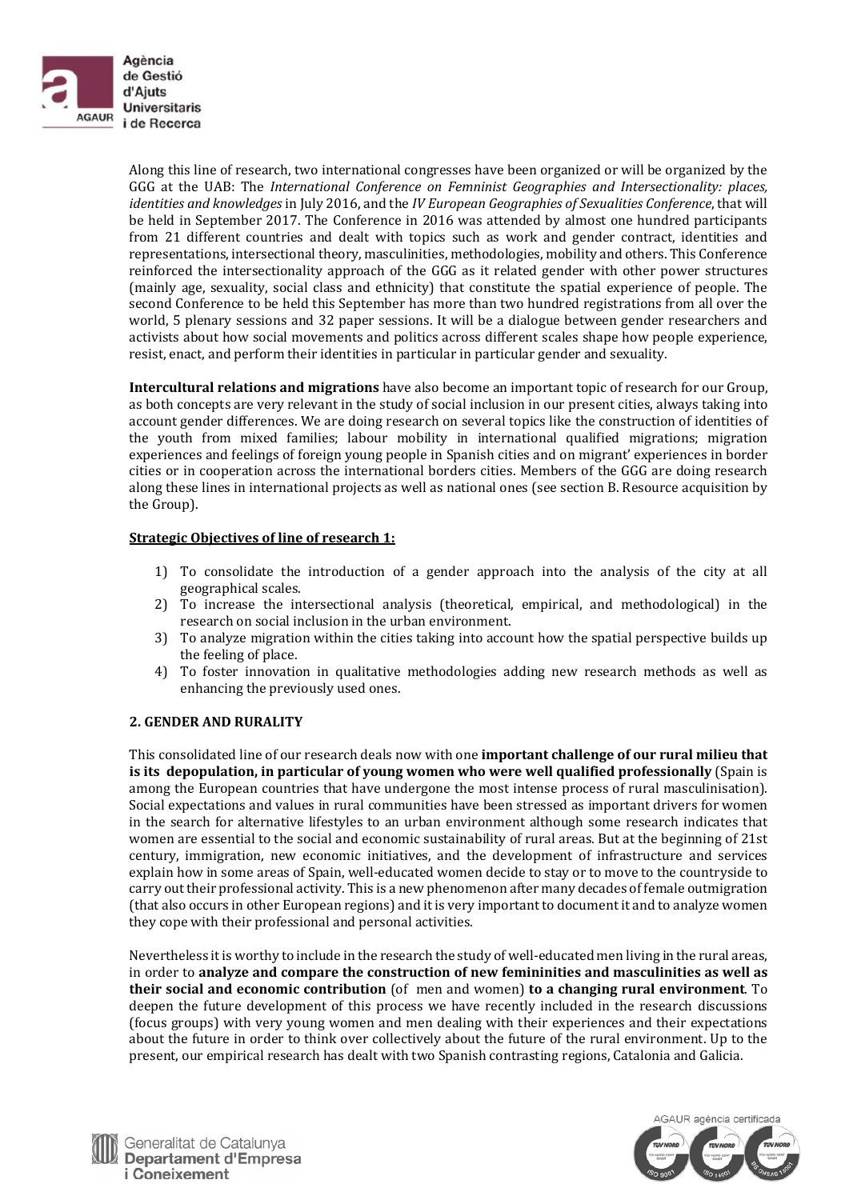Along this line of research, two international congresses have been organized or will be organized by the GGG at the UAB: The *International Conference on Femninist Geographies and Intersectionality: places, identities and knowledges* in July 2016, and the *IV European Geographies of Sexualities Conference*, that will be held in September 2017. The Conference in 2016 was attended by almost one hundred participants from 21 different countries and dealt with topics such as work and gender contract, identities and representations, intersectional theory, masculinities, methodologies, mobility and others. This Conference reinforced the intersectionality approach of the GGG as it related gender with other power structures (mainly age, sexuality, social class and ethnicity) that constitute the spatial experience of people. The second Conference to be held this September has more than two hundred registrations from all over the world, 5 plenary sessions and 32 paper sessions. It will be a dialogue between gender researchers and activists about how social movements and politics across different scales shape how people experience, resist, enact, and perform their identities in particular in particular gender and sexuality.

**Intercultural relations and migrations** have also become an important topic of research for our Group, as both concepts are very relevant in the study of social inclusion in our present cities, always taking into account gender differences. We are doing research on several topics like the construction of identities of the youth from mixed families; labour mobility in international qualified migrations; migration experiences and feelings of foreign young people in Spanish cities and on migrant' experiences in border cities or in cooperation across the international borders cities. Members of the GGG are doing research along these lines in international projects as well as national ones (see section B. Resource acquisition by the Group).

**<u>Strategic Objectives of line of research 1:</u>**

1) To consolidate the introduction of a gender approach into the analysis of the city at all geographical scales.
2) To increase the intersectional analysis (theoretical, empirical, and methodological) in the research on social inclusion in the urban environment.
3) To analyze migration within the cities taking into account how the spatial perspective builds up the feeling of place.
4) To foster innovation in qualitative methodologies adding new research methods as well as enhancing the previously used ones.

**2. GENDER AND RURALITY**

This consolidated line of our research deals now with one **important challenge of our rural milieu that is its depopulation, in particular of young women who were well qualified professionally** (Spain is among the European countries that have undergone the most intense process of rural masculinisation). Social expectations and values in rural communities have been stressed as important drivers for women in the search for alternative lifestyles to an urban environment although some research indicates that women are essential to the social and economic sustainability of rural areas. But at the beginning of 21st century, immigration, new economic initiatives, and the development of infrastructure and services explain how in some areas of Spain, well-educated women decide to stay or to move to the countryside to carry out their professional activity. This is a new phenomenon after many decades of female outmigration (that also occurs in other European regions) and it is very important to document it and to analyze women they cope with their professional and personal activities.

Nevertheless it is worthy to include in the research the study of well-educated men living in the rural areas, in order to **analyze and compare the construction of new femininities and masculinities as well as their social and economic contribution** (of men and women) **to a changing rural environment**. To deepen the future development of this process we have recently included in the research discussions (focus groups) with very young women and men dealing with their experiences and their expectations about the future in order to think over collectively about the future of the rural environment. Up to the present, our empirical research has dealt with two Spanish contrasting regions, Catalonia and Galicia.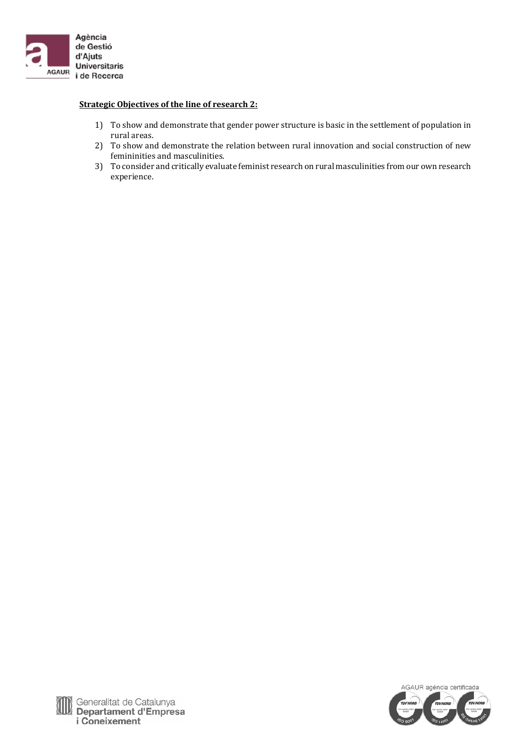**Strategic Objectives of the line of research 2:**

1) To show and demonstrate that gender power structure is basic in the settlement of population in rural areas.
2) To show and demonstrate the relation between rural innovation and social construction of new femininities and masculinities.
3) To consider and critically evaluate feminist research on rural masculinities from our own research experience.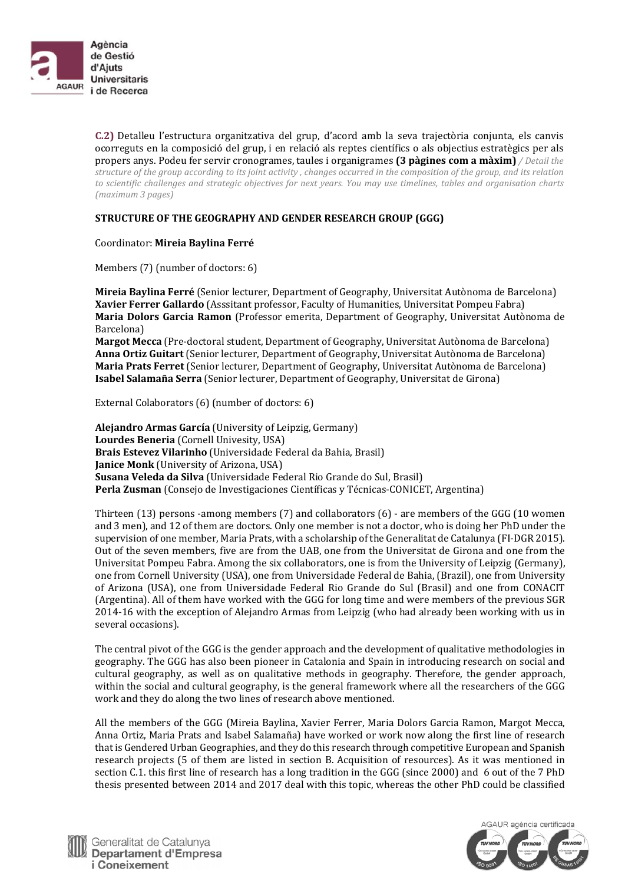**C.2)** Detalleu l'estructura organitzativa del grup, d'acord amb la seva trajectòria conjunta, els canvis ocorreguts en la composició del grup, i en relació als reptes científics o als objectius estratègics per als propers anys. Podeu fer servir cronogrames, taules i organigrames **(3 pàgines com a màxim)** */ Detail the structure of the group according to its joint activity , changes occurred in the composition of the group, and its relation to scientific challenges and strategic objectives for next years. You may use timelines, tables and organisation charts (maximum 3 pages)*

**STRUCTURE OF THE GEOGRAPHY AND GENDER RESEARCH GROUP (GGG)**

Coordinator: **Mireia Baylina Ferré**

Members (7) (number of doctors: 6)

**Mireia Baylina Ferré** (Senior lecturer, Department of Geography, Universitat Autònoma de Barcelona)
**Xavier Ferrer Gallardo** (Asssitant professor, Faculty of Humanities, Universitat Pompeu Fabra)
**Maria Dolors Garcia Ramon** (Professor emerita, Department of Geography, Universitat Autònoma de Barcelona)
**Margot Mecca** (Pre-doctoral student, Department of Geography, Universitat Autònoma de Barcelona)
**Anna Ortiz Guitart** (Senior lecturer, Department of Geography, Universitat Autònoma de Barcelona)
**Maria Prats Ferret** (Senior lecturer, Department of Geography, Universitat Autònoma de Barcelona)
**Isabel Salamaña Serra** (Senior lecturer, Department of Geography, Universitat de Girona)

External Colaborators (6) (number of doctors: 6)

**Alejandro Armas García** (University of Leipzig, Germany)
**Lourdes Beneria** (Cornell Univesity, USA)
**Brais Estevez Vilarinho** (Universidade Federal da Bahia, Brasil)
**Janice Monk** (University of Arizona, USA)
**Susana Veleda da Silva** (Universidade Federal Rio Grande do Sul, Brasil)
**Perla Zusman** (Consejo de Investigaciones Científicas y Técnicas-CONICET, Argentina)

Thirteen (13) persons -among members (7) and collaborators (6) - are members of the GGG (10 women and 3 men), and 12 of them are doctors. Only one member is not a doctor, who is doing her PhD under the supervision of one member, Maria Prats, with a scholarship of the Generalitat de Catalunya (FI-DGR 2015). Out of the seven members, five are from the UAB, one from the Universitat de Girona and one from the Universitat Pompeu Fabra. Among the six collaborators, one is from the University of Leipzig (Germany), one from Cornell University (USA), one from Universidade Federal de Bahia, (Brazil), one from University of Arizona (USA), one from Universidade Federal Rio Grande do Sul (Brasil) and one from CONACIT (Argentina). All of them have worked with the GGG for long time and were members of the previous SGR 2014-16 with the exception of Alejandro Armas from Leipzig (who had already been working with us in several occasions).

The central pivot of the GGG is the gender approach and the development of qualitative methodologies in geography. The GGG has also been pioneer in Catalonia and Spain in introducing research on social and cultural geography, as well as on qualitative methods in geography. Therefore, the gender approach, within the social and cultural geography, is the general framework where all the researchers of the GGG work and they do along the two lines of research above mentioned.

All the members of the GGG (Mireia Baylina, Xavier Ferrer, Maria Dolors Garcia Ramon, Margot Mecca, Anna Ortiz, Maria Prats and Isabel Salamaña) have worked or work now along the first line of research that is Gendered Urban Geographies, and they do this research through competitive European and Spanish research projects (5 of them are listed in section B. Acquisition of resources). As it was mentioned in section C.1. this first line of research has a long tradition in the GGG (since 2000) and 6 out of the 7 PhD thesis presented between 2014 and 2017 deal with this topic, whereas the other PhD could be classified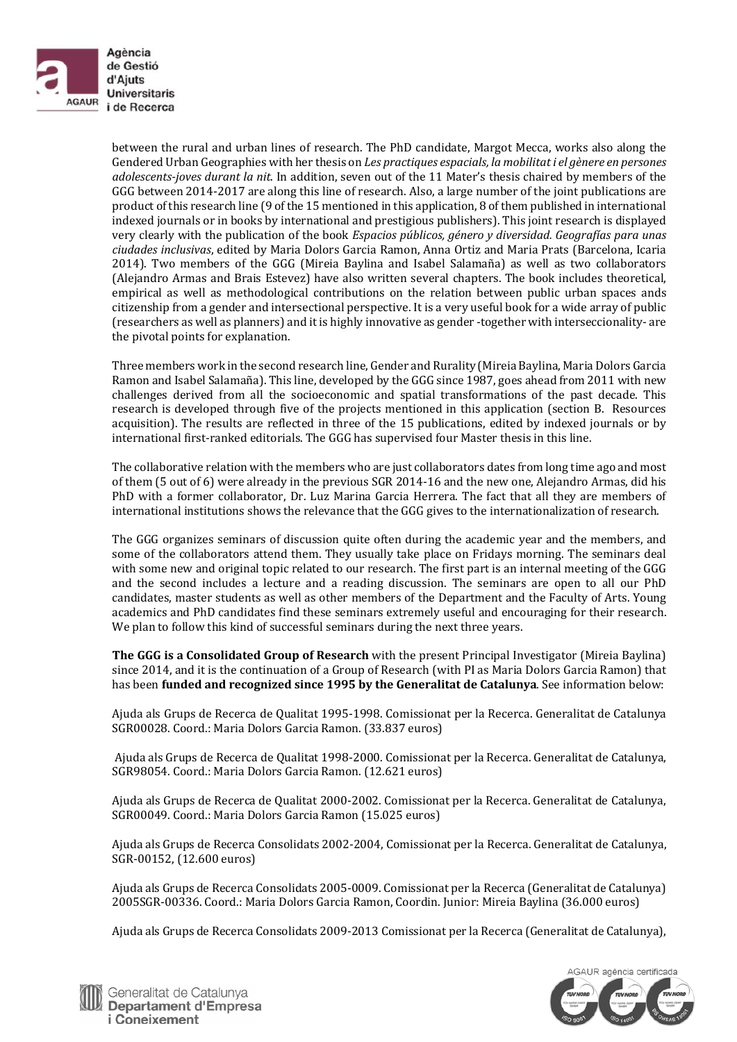between the rural and urban lines of research. The PhD candidate, Margot Mecca, works also along the Gendered Urban Geographies with her thesis on *Les practiques espacials, la mobilitat i el gènere en persones adolescents-joves durant la nit*. In addition, seven out of the 11 Mater's thesis chaired by members of the GGG between 2014-2017 are along this line of research. Also, a large number of the joint publications are product of this research line (9 of the 15 mentioned in this application, 8 of them published in international indexed journals or in books by international and prestigious publishers). This joint research is displayed very clearly with the publication of the book *Espacios públicos, género y diversidad. Geografías para unas ciudades inclusivas*, edited by Maria Dolors Garcia Ramon, Anna Ortiz and Maria Prats (Barcelona, Icaria 2014). Two members of the GGG (Mireia Baylina and Isabel Salamaña) as well as two collaborators (Alejandro Armas and Brais Estevez) have also written several chapters. The book includes theoretical, empirical as well as methodological contributions on the relation between public urban spaces ands citizenship from a gender and intersectional perspective. It is a very useful book for a wide array of public (researchers as well as planners) and it is highly innovative as gender -together with interseccionality- are the pivotal points for explanation.

Three members work in the second research line, Gender and Rurality (Mireia Baylina, Maria Dolors Garcia Ramon and Isabel Salamaña). This line, developed by the GGG since 1987, goes ahead from 2011 with new challenges derived from all the socioeconomic and spatial transformations of the past decade. This research is developed through five of the projects mentioned in this application (section B. Resources acquisition). The results are reflected in three of the 15 publications, edited by indexed journals or by international first-ranked editorials. The GGG has supervised four Master thesis in this line.

The collaborative relation with the members who are just collaborators dates from long time ago and most of them (5 out of 6) were already in the previous SGR 2014-16 and the new one, Alejandro Armas, did his PhD with a former collaborator, Dr. Luz Marina Garcia Herrera. The fact that all they are members of international institutions shows the relevance that the GGG gives to the internationalization of research.

The GGG organizes seminars of discussion quite often during the academic year and the members, and some of the collaborators attend them. They usually take place on Fridays morning. The seminars deal with some new and original topic related to our research. The first part is an internal meeting of the GGG and the second includes a lecture and a reading discussion. The seminars are open to all our PhD candidates, master students as well as other members of the Department and the Faculty of Arts. Young academics and PhD candidates find these seminars extremely useful and encouraging for their research. We plan to follow this kind of successful seminars during the next three years.

**The GGG is a Consolidated Group of Research** with the present Principal Investigator (Mireia Baylina) since 2014, and it is the continuation of a Group of Research (with PI as Maria Dolors Garcia Ramon) that has been **funded and recognized since 1995 by the Generalitat de Catalunya**. See information below:

Ajuda als Grups de Recerca de Qualitat 1995-1998. Comissionat per la Recerca. Generalitat de Catalunya SGR00028. Coord.: Maria Dolors Garcia Ramon. (33.837 euros)

Ajuda als Grups de Recerca de Qualitat 1998-2000. Comissionat per la Recerca. Generalitat de Catalunya, SGR98054. Coord.: Maria Dolors Garcia Ramon. (12.621 euros)

Ajuda als Grups de Recerca de Qualitat 2000-2002. Comissionat per la Recerca. Generalitat de Catalunya, SGR00049. Coord.: Maria Dolors Garcia Ramon (15.025 euros)

Ajuda als Grups de Recerca Consolidats 2002-2004, Comissionat per la Recerca. Generalitat de Catalunya, SGR-00152, (12.600 euros)

Ajuda als Grups de Recerca Consolidats 2005-0009. Comissionat per la Recerca (Generalitat de Catalunya) 2005SGR-00336. Coord.: Maria Dolors Garcia Ramon, Coordin. Junior: Mireia Baylina (36.000 euros)

Ajuda als Grups de Recerca Consolidats 2009-2013 Comissionat per la Recerca (Generalitat de Catalunya),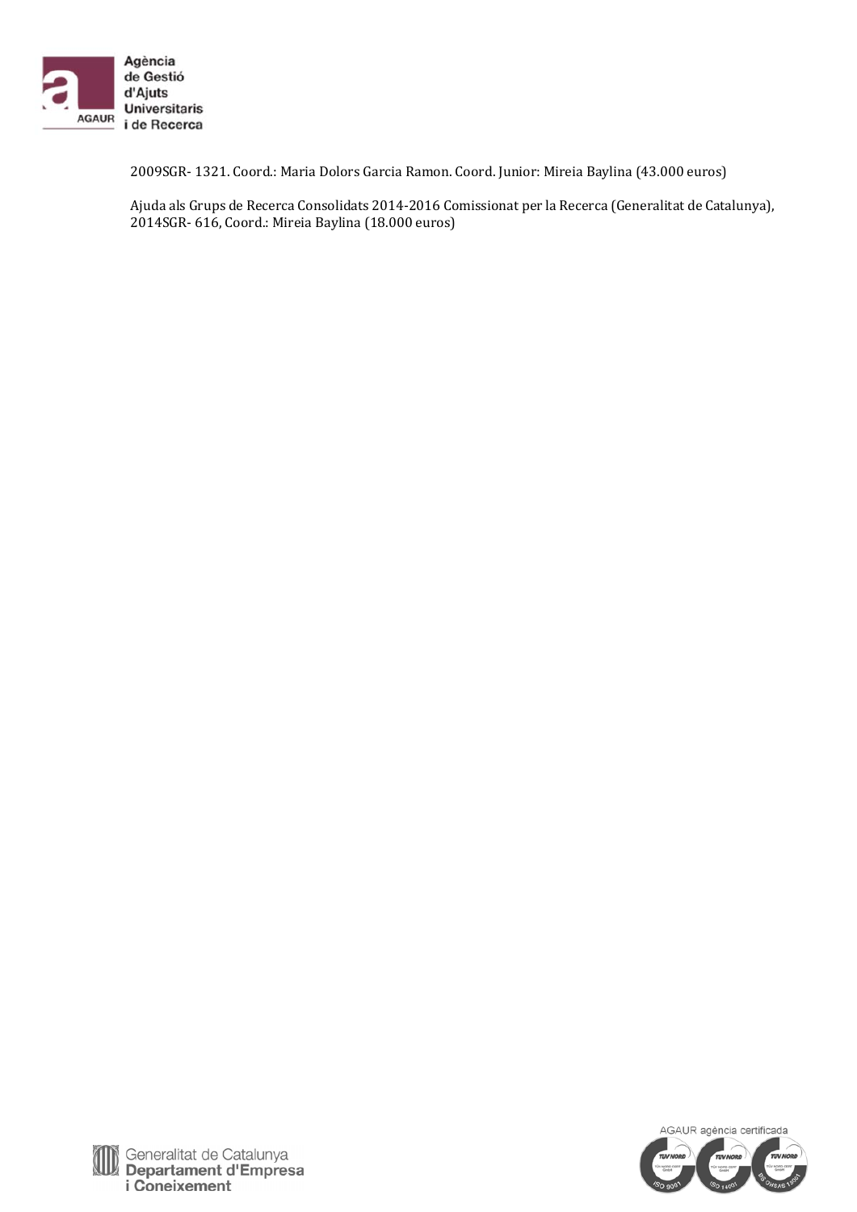2009SGR- 1321. Coord.: Maria Dolors Garcia Ramon. Coord. Junior: Mireia Baylina (43.000 euros)

Ajuda als Grups de Recerca Consolidats 2014-2016 Comissionat per la Recerca (Generalitat de Catalunya), 2014SGR- 616, Coord.: Mireia Baylina (18.000 euros)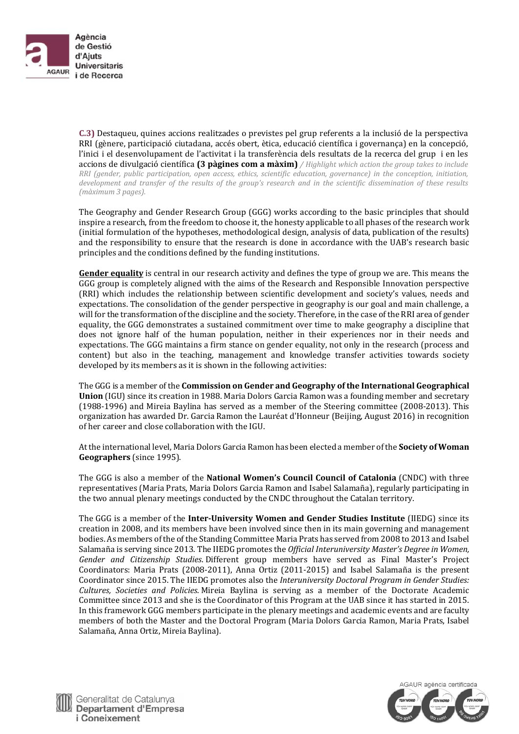**C.3)** Destaqueu, quines accions realitzades o previstes pel grup referents a la inclusió de la perspectiva RRI (gènere, participació ciutadana, accés obert, ètica, educació científica i governança) en la concepció, l'inici i el desenvolupament de l'activitat i la transferència dels resultats de la recerca del grup i en les accions de divulgació científica **(3 pàgines com a màxim)** */ Highlight which action the group takes to include RRI (gender, public participation, open access, ethics, scientific education, governance) in the conception, initiation, development and transfer of the results of the group's research and in the scientific dissemination of these results (màximum 3 pages).*

The Geography and Gender Research Group (GGG) works according to the basic principles that should inspire a research, from the freedom to choose it, the honesty applicable to all phases of the research work (initial formulation of the hypotheses, methodological design, analysis of data, publication of the results) and the responsibility to ensure that the research is done in accordance with the UAB's research basic principles and the conditions defined by the funding institutions.

**Gender equality** is central in our research activity and defines the type of group we are. This means the GGG group is completely aligned with the aims of the Research and Responsible Innovation perspective (RRI) which includes the relationship between scientific development and society's values, needs and expectations. The consolidation of the gender perspective in geography is our goal and main challenge, a will for the transformation of the discipline and the society. Therefore, in the case of the RRI area of gender equality, the GGG demonstrates a sustained commitment over time to make geography a discipline that does not ignore half of the human population, neither in their experiences nor in their needs and expectations. The GGG maintains a firm stance on gender equality, not only in the research (process and content) but also in the teaching, management and knowledge transfer activities towards society developed by its members as it is shown in the following activities:

The GGG is a member of the **Commission on Gender and Geography of the International Geographical Union** (IGU) since its creation in 1988. Maria Dolors Garcia Ramon was a founding member and secretary (1988-1996) and Mireia Baylina has served as a member of the Steering committee (2008-2013). This organization has awarded Dr. Garcia Ramon the Lauréat d'Honneur (Beijing, August 2016) in recognition of her career and close collaboration with the IGU.

At the international level, Maria Dolors Garcia Ramon has been elected a member of the **Society of Woman Geographers** (since 1995).

The GGG is also a member of the **National Women's Council Council of Catalonia** (CNDC) with three representatives (Maria Prats, Maria Dolors Garcia Ramon and Isabel Salamaña), regularly participating in the two annual plenary meetings conducted by the CNDC throughout the Catalan territory.

The GGG is a member of the **Inter-University Women and Gender Studies Institute** (IIEDG) since its creation in 2008, and its members have been involved since then in its main governing and management bodies. As members of the of the Standing Committee Maria Prats has served from 2008 to 2013 and Isabel Salamaña is serving since 2013. The IIEDG promotes the *Official Interuniversity Master's Degree in Women, Gender and Citizenship Studies*. Different group members have served as Final Master's Project Coordinators: Maria Prats (2008-2011), Anna Ortiz (2011-2015) and Isabel Salamaña is the present Coordinator since 2015. The IIEDG promotes also the *Interuniversity Doctoral Program in Gender Studies: Cultures, Societies and Policies*. Mireia Baylina is serving as a member of the Doctorate Academic Committee since 2013 and she is the Coordinator of this Program at the UAB since it has started in 2015. In this framework GGG members participate in the plenary meetings and academic events and are faculty members of both the Master and the Doctoral Program (Maria Dolors Garcia Ramon, Maria Prats, Isabel Salamaña, Anna Ortiz, Mireia Baylina).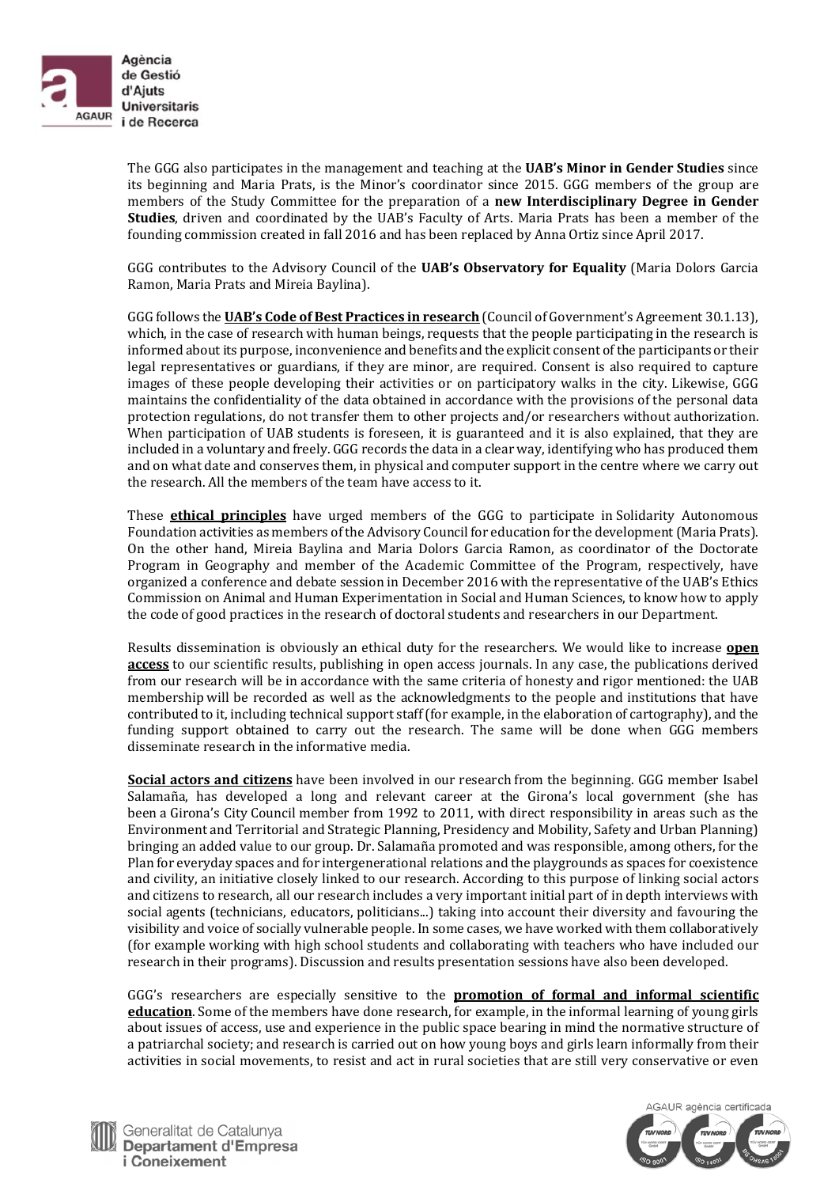The GGG also participates in the management and teaching at the **UAB's Minor in Gender Studies** since its beginning and Maria Prats, is the Minor's coordinator since 2015. GGG members of the group are members of the Study Committee for the preparation of a **new Interdisciplinary Degree in Gender Studies**, driven and coordinated by the UAB's Faculty of Arts. Maria Prats has been a member of the founding commission created in fall 2016 and has been replaced by Anna Ortiz since April 2017.

GGG contributes to the Advisory Council of the **UAB's Observatory for Equality** (Maria Dolors Garcia Ramon, Maria Prats and Mireia Baylina).

GGG follows the **UAB's Code of Best Practices in research** (Council of Government's Agreement 30.1.13), which, in the case of research with human beings, requests that the people participating in the research is informed about its purpose, inconvenience and benefits and the explicit consent of the participants or their legal representatives or guardians, if they are minor, are required. Consent is also required to capture images of these people developing their activities or on participatory walks in the city. Likewise, GGG maintains the confidentiality of the data obtained in accordance with the provisions of the personal data protection regulations, do not transfer them to other projects and/or researchers without authorization. When participation of UAB students is foreseen, it is guaranteed and it is also explained, that they are included in a voluntary and freely. GGG records the data in a clear way, identifying who has produced them and on what date and conserves them, in physical and computer support in the centre where we carry out the research. All the members of the team have access to it.

These **ethical principles** have urged members of the GGG to participate in Solidarity Autonomous Foundation activities as members of the Advisory Council for education for the development (Maria Prats). On the other hand, Mireia Baylina and Maria Dolors Garcia Ramon, as coordinator of the Doctorate Program in Geography and member of the Academic Committee of the Program, respectively, have organized a conference and debate session in December 2016 with the representative of the UAB's Ethics Commission on Animal and Human Experimentation in Social and Human Sciences, to know how to apply the code of good practices in the research of doctoral students and researchers in our Department.

Results dissemination is obviously an ethical duty for the researchers. We would like to increase **open access** to our scientific results, publishing in open access journals. In any case, the publications derived from our research will be in accordance with the same criteria of honesty and rigor mentioned: the UAB membership will be recorded as well as the acknowledgments to the people and institutions that have contributed to it, including technical support staff (for example, in the elaboration of cartography), and the funding support obtained to carry out the research. The same will be done when GGG members disseminate research in the informative media.

**Social actors and citizens** have been involved in our research from the beginning. GGG member Isabel Salamaña, has developed a long and relevant career at the Girona's local government (she has been a Girona's City Council member from 1992 to 2011, with direct responsibility in areas such as the Environment and Territorial and Strategic Planning, Presidency and Mobility, Safety and Urban Planning) bringing an added value to our group. Dr. Salamaña promoted and was responsible, among others, for the Plan for everyday spaces and for intergenerational relations and the playgrounds as spaces for coexistence and civility, an initiative closely linked to our research. According to this purpose of linking social actors and citizens to research, all our research includes a very important initial part of in depth interviews with social agents (technicians, educators, politicians...) taking into account their diversity and favouring the visibility and voice of socially vulnerable people. In some cases, we have worked with them collaboratively (for example working with high school students and collaborating with teachers who have included our research in their programs). Discussion and results presentation sessions have also been developed.

GGG's researchers are especially sensitive to the **promotion of formal and informal scientific education**. Some of the members have done research, for example, in the informal learning of young girls about issues of access, use and experience in the public space bearing in mind the normative structure of a patriarchal society; and research is carried out on how young boys and girls learn informally from their activities in social movements, to resist and act in rural societies that are still very conservative or even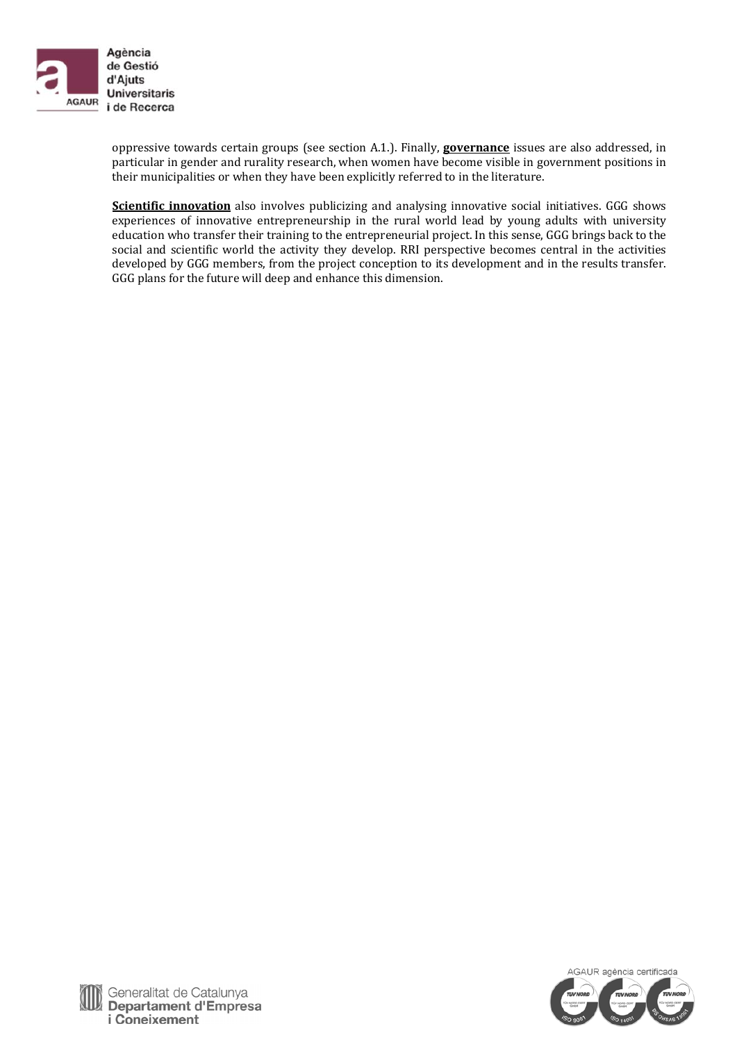oppressive towards certain groups (see section A.1.). Finally, **governance** issues are also addressed, in particular in gender and rurality research, when women have become visible in government positions in their municipalities or when they have been explicitly referred to in the literature.

**Scientific innovation** also involves publicizing and analysing innovative social initiatives. GGG shows experiences of innovative entrepreneurship in the rural world lead by young adults with university education who transfer their training to the entrepreneurial project. In this sense, GGG brings back to the social and scientific world the activity they develop. RRI perspective becomes central in the activities developed by GGG members, from the project conception to its development and in the results transfer. GGG plans for the future will deep and enhance this dimension.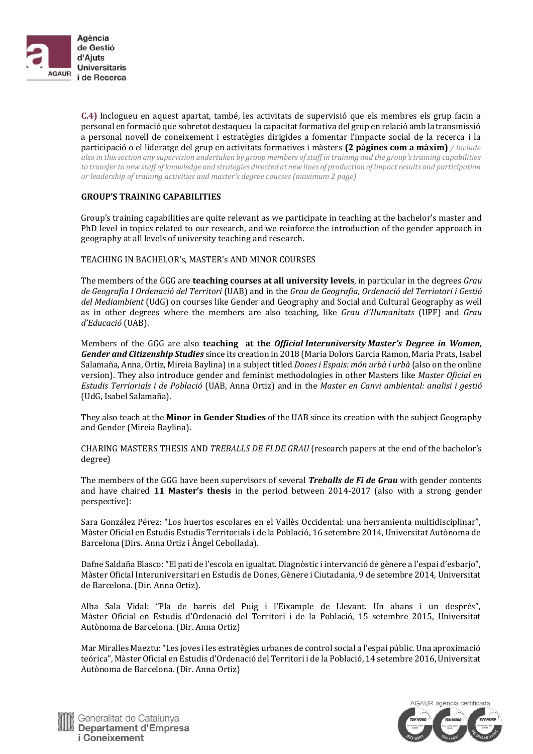**C.4)** Inclogueu en aquest apartat, també, les activitats de supervisió que els membres els grup facin a personal en formació que sobretot destaqueu la capacitat formativa del grup en relació amb la transmissió a personal novell de coneixement i estratègies dirigides a fomentar l'impacte social de la recerca i la participació o el lideratge del grup en activitats formatives i màsters **(2 pàgines com a màxim)** */ Include also in this section any supervision undertaken by group members of staff in training and the group's training capabilities to transfer to new staff of knowledge and strategies directed at new lines of production of impact results and participation or leadership of training activities and master's degree courses (maximum 2 page)*

**GROUP'S TRAINING CAPABILITIES**

Group's training capabilities are quite relevant as we participate in teaching at the bachelor's master and PhD level in topics related to our research, and we reinforce the introduction of the gender approach in geography at all levels of university teaching and research.

TEACHING IN BACHELOR's, MASTER's AND MINOR COURSES

The members of the GGG are **teaching courses at all university levels**, in particular in the degrees *Grau de Geografia I Ordenació del Territori* (UAB) and in the *Grau de Geografia, Ordenació del Terriotori i Gestió del Mediambient* (UdG) on courses like Gender and Geography and Social and Cultural Geography as well as in other degrees where the members are also teaching, like *Grau d'Humanitats* (UPF) and *Grau d'Educació* (UAB).

Members of the GGG are also **teaching at the *Official Interuniversity Master's Degree in Women, Gender and Citizenship Studies*** since its creation in 2018 (Maria Dolors Garcia Ramon, Maria Prats, Isabel Salamaña, Anna, Ortiz, Mireia Baylina) in a subject titled *Dones i Espais: món urbà i urbà* (also on the online version). They also introduce gender and feminist methodologies in other Masters like *Master Oficial en Estudis Terriorials i de Població* (UAB, Anna Ortiz) and in the *Master en Canvi ambiental: analisi i gestió* (UdG, Isabel Salamaña).

They also teach at the **Minor in Gender Studies** of the UAB since its creation with the subject Geography and Gender (Mireia Baylina).

CHARING MASTERS THESIS AND *TREBALLS DE FI DE GRAU* (research papers at the end of the bachelor's degree)

The members of the GGG have been supervisors of several ***Treballs de Fi de Grau*** with gender contents and have chaired **11 Master's thesis** in the period between 2014-2017 (also with a strong gender perspective):

Sara González Pérez: "Los huertos escolares en el Vallès Occidental: una herramienta multidisciplinar", Màster Oficial en Estudis Estudis Territorials i de la Població, 16 setembre 2014, Universitat Autònoma de Barcelona (Dirs. Anna Ortiz i Àngel Cebollada).

Dafne Saldaña Blasco: "El pati de l'escola en igualtat. Diagnòstic i intervanció de gènere a l'espai d'esbarjo", Màster Oficial Interuniversitari en Estudis de Dones, Gènere i Ciutadania, 9 de setembre 2014, Universitat de Barcelona. (Dir. Anna Ortiz).

Alba Sala Vidal: "Pla de barris del Puig i l'Eixample de Llevant. Un abans i un després", Màster Oficial en Estudis d'Ordenació del Territori i de la Població, 15 setembre 2015, Universitat Autònoma de Barcelona. (Dir. Anna Ortiz)

Mar Miralles Maeztu: "Les joves i les estratègies urbanes de control social a l'espai públic. Una aproximació teórica", Màster Oficial en Estudis d'Ordenació del Territori i de la Població, 14 setembre 2016, Universitat Autònoma de Barcelona. (Dir. Anna Ortiz)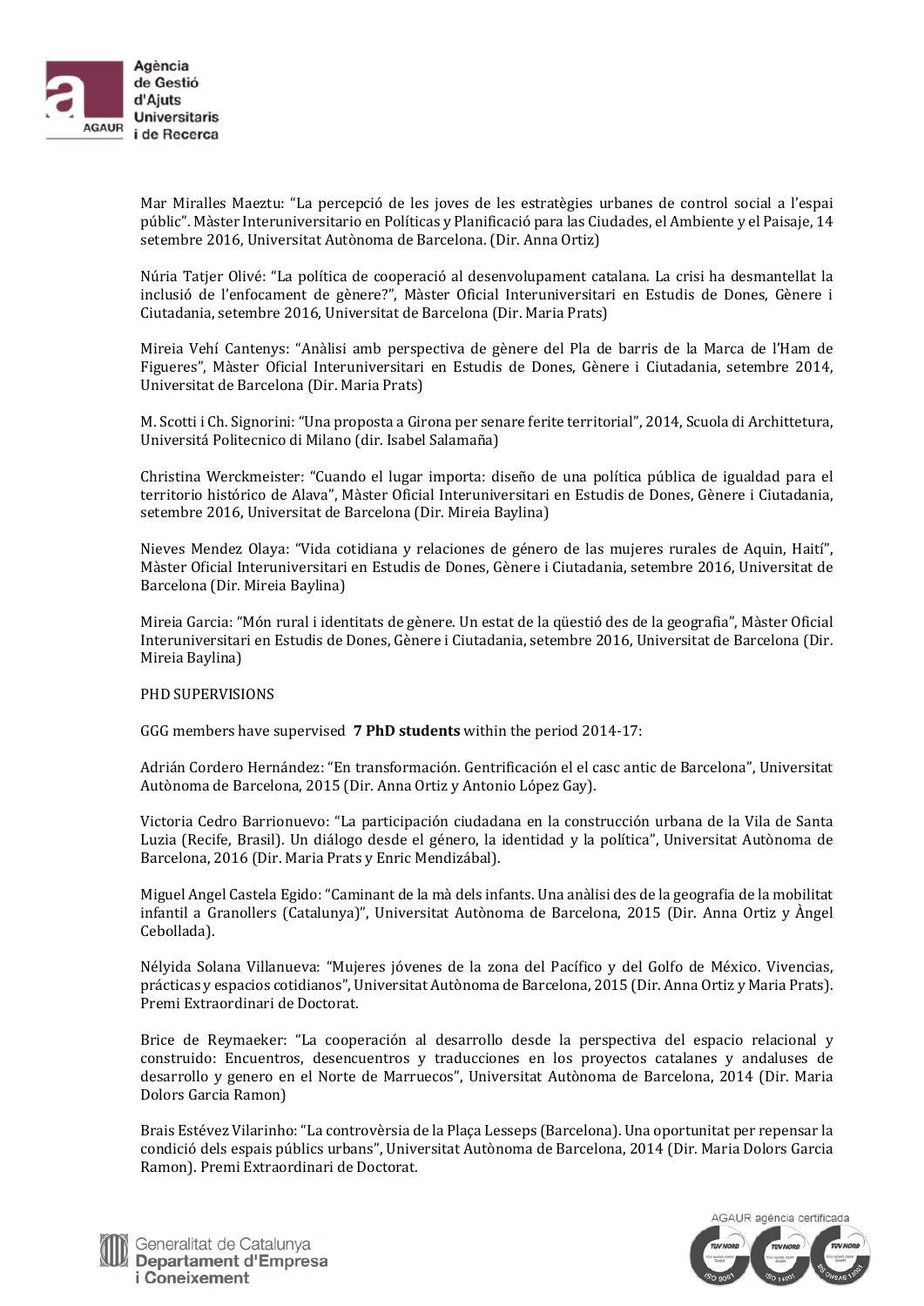Mar Miralles Maeztu: "La percepció de les joves de les estratègies urbanes de control social a l'espai públic". Màster Interuniversitario en Políticas y Planificació para las Ciudades, el Ambiente y el Paisaje, 14 setembre 2016, Universitat Autònoma de Barcelona. (Dir. Anna Ortiz)

Núria Tatjer Olivé: "La política de cooperació al desenvolupament catalana. La crisi ha desmantellat la inclusió de l'enfocament de gènere?", Màster Oficial Interuniversitari en Estudis de Dones, Gènere i Ciutadania, setembre 2016, Universitat de Barcelona (Dir. Maria Prats)

Mireia Vehí Cantenys: "Anàlisi amb perspectiva de gènere del Pla de barris de la Marca de l'Ham de Figueres", Màster Oficial Interuniversitari en Estudis de Dones, Gènere i Ciutadania, setembre 2014, Universitat de Barcelona (Dir. Maria Prats)

M. Scotti i Ch. Signorini: "Una proposta a Girona per senare ferite territorial", 2014, Scuola di Archittetura, Universitá Politecnico di Milano (dir. Isabel Salamaña)

Christina Werckmeister: "Cuando el lugar importa: diseño de una política pública de igualdad para el territorio histórico de Alava", Màster Oficial Interuniversitari en Estudis de Dones, Gènere i Ciutadania, setembre 2016, Universitat de Barcelona (Dir. Mireia Baylina)

Nieves Mendez Olaya: "Vida cotidiana y relaciones de género de las mujeres rurales de Aquin, Haití", Màster Oficial Interuniversitari en Estudis de Dones, Gènere i Ciutadania, setembre 2016, Universitat de Barcelona (Dir. Mireia Baylina)

Mireia Garcia: "Món rural i identitats de gènere. Un estat de la qüestió des de la geografia", Màster Oficial Interuniversitari en Estudis de Dones, Gènere i Ciutadania, setembre 2016, Universitat de Barcelona (Dir. Mireia Baylina)

PHD SUPERVISIONS

GGG members have supervised **7 PhD students** within the period 2014-17:

Adrián Cordero Hernández: "En transformación. Gentrificación el el casc antic de Barcelona", Universitat Autònoma de Barcelona, 2015 (Dir. Anna Ortiz y Antonio López Gay).

Victoria Cedro Barrionuevo: "La participación ciudadana en la construcción urbana de la Vila de Santa Luzia (Recife, Brasil). Un diálogo desde el género, la identidad y la política", Universitat Autònoma de Barcelona, 2016 (Dir. Maria Prats y Enric Mendizábal).

Miguel Angel Castela Egido: "Caminant de la mà dels infants. Una anàlisi des de la geografia de la mobilitat infantil a Granollers (Catalunya)", Universitat Autònoma de Barcelona, 2015 (Dir. Anna Ortiz y Àngel Cebollada).

Nélyida Solana Villanueva: "Mujeres jóvenes de la zona del Pacífico y del Golfo de México. Vivencias, prácticas y espacios cotidianos", Universitat Autònoma de Barcelona, 2015 (Dir. Anna Ortiz y Maria Prats). Premi Extraordinari de Doctorat.

Brice de Reymaeker: "La cooperación al desarrollo desde la perspectiva del espacio relacional y construido: Encuentros, desencuentros y traducciones en los proyectos catalanes y andaluses de desarrollo y genero en el Norte de Marruecos", Universitat Autònoma de Barcelona, 2014 (Dir. Maria Dolors Garcia Ramon)

Brais Estévez Vilarinho: "La controvèrsia de la Plaça Lesseps (Barcelona). Una oportunitat per repensar la condició dels espais públics urbans", Universitat Autònoma de Barcelona, 2014 (Dir. Maria Dolors Garcia Ramon). Premi Extraordinari de Doctorat.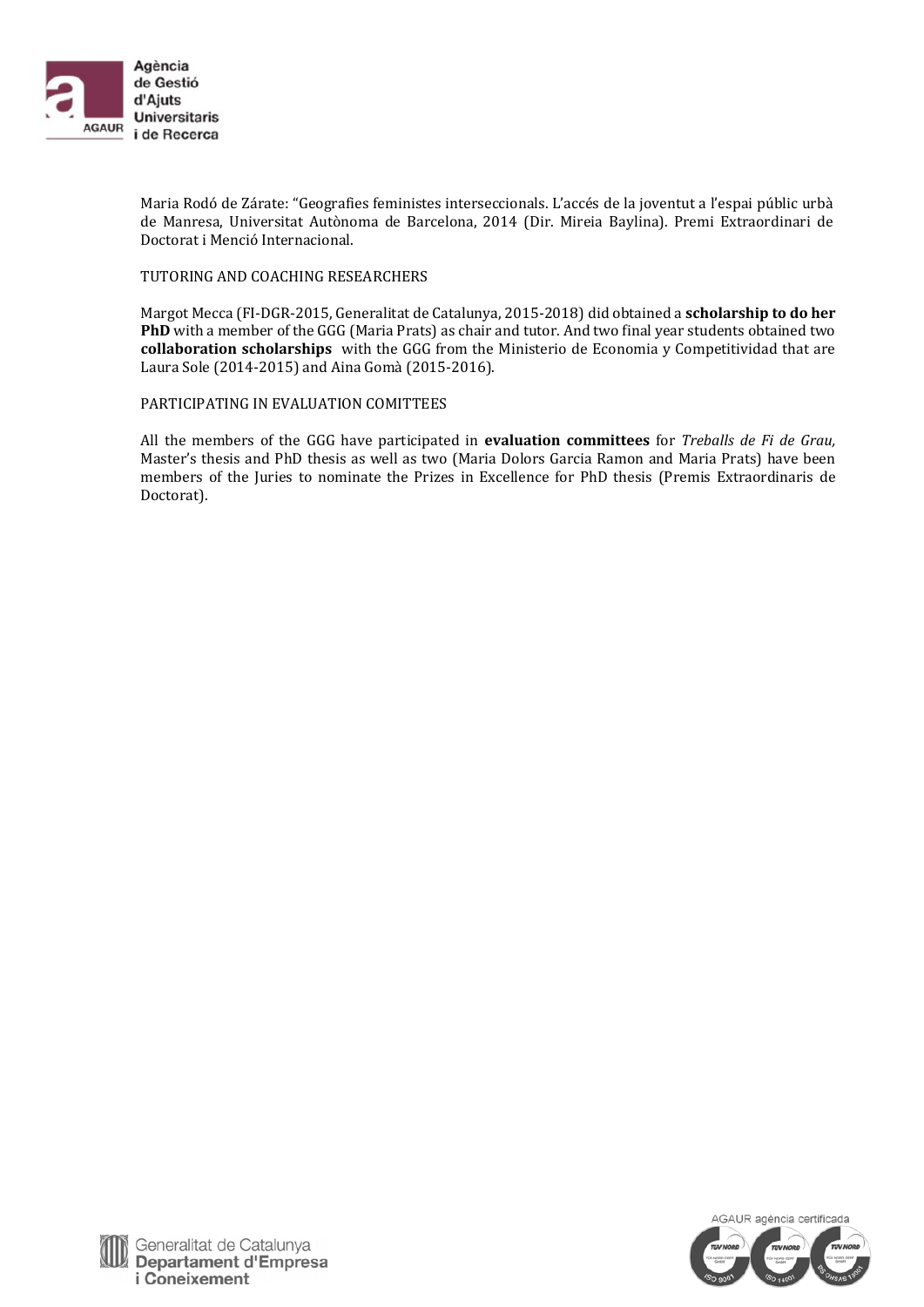Maria Rodó de Zárate: "Geografies feministes interseccionals. L'accés de la joventut a l'espai públic urbà de Manresa, Universitat Autònoma de Barcelona, 2014 (Dir. Mireia Baylina). Premi Extraordinari de Doctorat i Menció Internacional.

TUTORING AND COACHING RESEARCHERS

Margot Mecca (FI-DGR-2015, Generalitat de Catalunya, 2015-2018) did obtained a **scholarship to do her PhD** with a member of the GGG (Maria Prats) as chair and tutor. And two final year students obtained two **collaboration scholarships** with the GGG from the Ministerio de Economia y Competitividad that are Laura Sole (2014-2015) and Aina Gomà (2015-2016).

PARTICIPATING IN EVALUATION COMITTEES

All the members of the GGG have participated in **evaluation committees** for *Treballs de Fi de Grau,* Master's thesis and PhD thesis as well as two (Maria Dolors Garcia Ramon and Maria Prats) have been members of the Juries to nominate the Prizes in Excellence for PhD thesis (Premis Extraordinaris de Doctorat).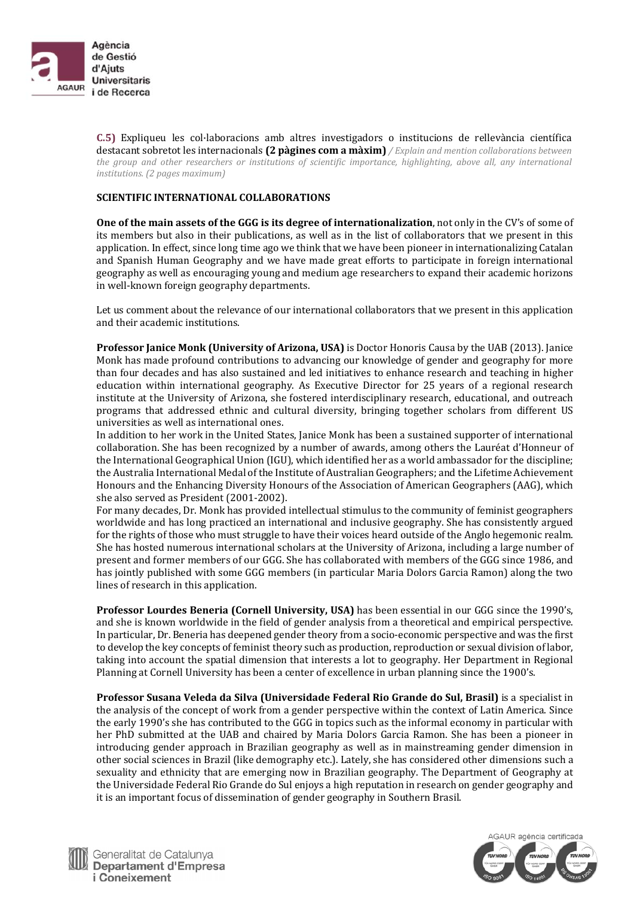**C.5)** Expliqueu les col·laboracions amb altres investigadors o institucions de rellevància científica destacant sobretot les internacionals **(2 pàgines com a màxim)** / *Explain and mention collaborations between the group and other researchers or institutions of scientific importance, highlighting, above all, any international institutions. (2 pages maximum)*

**SCIENTIFIC INTERNATIONAL COLLABORATIONS**

**One of the main assets of the GGG is its degree of internationalization**, not only in the CV's of some of its members but also in their publications, as well as in the list of collaborators that we present in this application. In effect, since long time ago we think that we have been pioneer in internationalizing Catalan and Spanish Human Geography and we have made great efforts to participate in foreign international geography as well as encouraging young and medium age researchers to expand their academic horizons in well-known foreign geography departments.

Let us comment about the relevance of our international collaborators that we present in this application and their academic institutions.

**Professor Janice Monk (University of Arizona, USA)** is Doctor Honoris Causa by the UAB (2013). Janice Monk has made profound contributions to advancing our knowledge of gender and geography for more than four decades and has also sustained and led initiatives to enhance research and teaching in higher education within international geography. As Executive Director for 25 years of a regional research institute at the University of Arizona, she fostered interdisciplinary research, educational, and outreach programs that addressed ethnic and cultural diversity, bringing together scholars from different US universities as well as international ones.
In addition to her work in the United States, Janice Monk has been a sustained supporter of international collaboration. She has been recognized by a number of awards, among others the Lauréat d'Honneur of the International Geographical Union (IGU), which identified her as a world ambassador for the discipline; the Australia International Medal of the Institute of Australian Geographers; and the Lifetime Achievement Honours and the Enhancing Diversity Honours of the Association of American Geographers (AAG), which she also served as President (2001-2002).
For many decades, Dr. Monk has provided intellectual stimulus to the community of feminist geographers worldwide and has long practiced an international and inclusive geography. She has consistently argued for the rights of those who must struggle to have their voices heard outside of the Anglo hegemonic realm. She has hosted numerous international scholars at the University of Arizona, including a large number of present and former members of our GGG. She has collaborated with members of the GGG since 1986, and has jointly published with some GGG members (in particular Maria Dolors Garcia Ramon) along the two lines of research in this application.

**Professor Lourdes Beneria (Cornell University, USA)** has been essential in our GGG since the 1990's, and she is known worldwide in the field of gender analysis from a theoretical and empirical perspective. In particular, Dr. Beneria has deepened gender theory from a socio-economic perspective and was the first to develop the key concepts of feminist theory such as production, reproduction or sexual division of labor, taking into account the spatial dimension that interests a lot to geography. Her Department in Regional Planning at Cornell University has been a center of excellence in urban planning since the 1900's.

**Professor Susana Veleda da Silva (Universidade Federal Rio Grande do Sul, Brasil)** is a specialist in the analysis of the concept of work from a gender perspective within the context of Latin America. Since the early 1990's she has contributed to the GGG in topics such as the informal economy in particular with her PhD submitted at the UAB and chaired by Maria Dolors Garcia Ramon. She has been a pioneer in introducing gender approach in Brazilian geography as well as in mainstreaming gender dimension in other social sciences in Brazil (like demography etc.). Lately, she has considered other dimensions such a sexuality and ethnicity that are emerging now in Brazilian geography. The Department of Geography at the Universidade Federal Rio Grande do Sul enjoys a high reputation in research on gender geography and it is an important focus of dissemination of gender geography in Southern Brasil.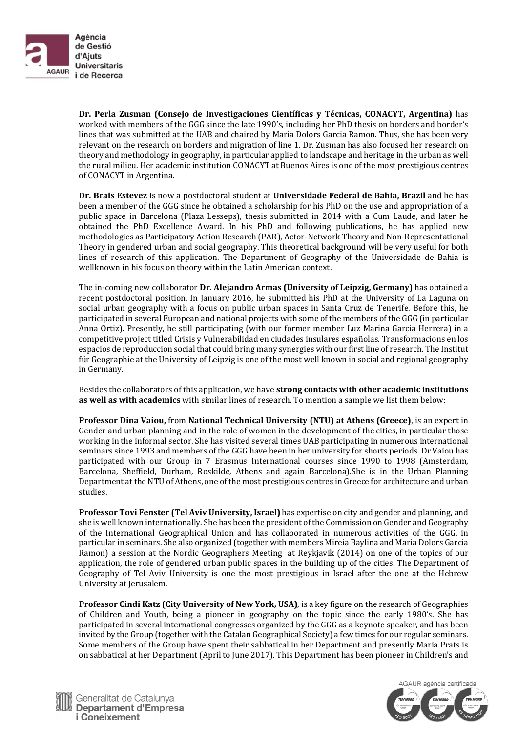**Dr. Perla Zusman (Consejo de Investigaciones Científicas y Técnicas, CONACYT, Argentina)** has worked with members of the GGG since the late 1990's, including her PhD thesis on borders and border's lines that was submitted at the UAB and chaired by Maria Dolors Garcia Ramon. Thus, she has been very relevant on the research on borders and migration of line 1. Dr. Zusman has also focused her research on theory and methodology in geography, in particular applied to landscape and heritage in the urban as well the rural milieu. Her academic institution CONACYT at Buenos Aires is one of the most prestigious centres of CONACYT in Argentina.

**Dr. Brais Estevez** is now a postdoctoral student at **Universidade Federal de Bahia, Brazil** and he has been a member of the GGG since he obtained a scholarship for his PhD on the use and appropriation of a public space in Barcelona (Plaza Lesseps), thesis submitted in 2014 with a Cum Laude, and later he obtained the PhD Excellence Award. In his PhD and following publications, he has applied new methodologies as Participatory Action Research (PAR), Actor-Network Theory and Non-Representational Theory in gendered urban and social geography. This theoretical background will be very useful for both lines of research of this application. The Department of Geography of the Universidade de Bahia is wellknown in his focus on theory within the Latin American context.

The in-coming new collaborator **Dr. Alejandro Armas (University of Leipzig, Germany)** has obtained a recent postdoctoral position. In January 2016, he submitted his PhD at the University of La Laguna on social urban geography with a focus on public urban spaces in Santa Cruz de Tenerife. Before this, he participated in several European and national projects with some of the members of the GGG (in particular Anna Ortiz). Presently, he still participating (with our former member Luz Marina Garcia Herrera) in a competitive project titled Crisis y Vulnerabilidad en ciudades insulares españolas. Transformacions en los espacios de reproduccion social that could bring many synergies with our first line of research. The Institut für Geographie at the University of Leipzig is one of the most well known in social and regional geography in Germany.

Besides the collaborators of this application, we have **strong contacts with other academic institutions as well as with academics** with similar lines of research. To mention a sample we list them below:

**Professor Dina Vaiou,** from **National Technical University (NTU) at Athens (Greece)**, is an expert in Gender and urban planning and in the role of women in the development of the cities, in particular those working in the informal sector. She has visited several times UAB participating in numerous international seminars since 1993 and members of the GGG have been in her university for shorts periods. Dr.Vaiou has participated with our Group in 7 Erasmus International courses since 1990 to 1998 (Amsterdam, Barcelona, Sheffield, Durham, Roskilde, Athens and again Barcelona).She is in the Urban Planning Department at the NTU of Athens, one of the most prestigious centres in Greece for architecture and urban studies.

**Professor Tovi Fenster (Tel Aviv University, Israel)** has expertise on city and gender and planning, and she is well known internationally. She has been the president of the Commission on Gender and Geography of the International Geographical Union and has collaborated in numerous activities of the GGG, in particular in seminars. She also organized (together with members Mireia Baylina and Maria Dolors Garcia Ramon) a session at the Nordic Geographers Meeting at Reykjavik (2014) on one of the topics of our application, the role of gendered urban public spaces in the building up of the cities. The Department of Geography of Tel Aviv University is one the most prestigious in Israel after the one at the Hebrew University at Jerusalem.

**Professor Cindi Katz (City University of New York, USA)**, is a key figure on the research of Geographies of Children and Youth, being a pioneer in geography on the topic since the early 1980's. She has participated in several international congresses organized by the GGG as a keynote speaker, and has been invited by the Group (together with the Catalan Geographical Society) a few times for our regular seminars. Some members of the Group have spent their sabbatical in her Department and presently Maria Prats is on sabbatical at her Department (April to June 2017). This Department has been pioneer in Children's and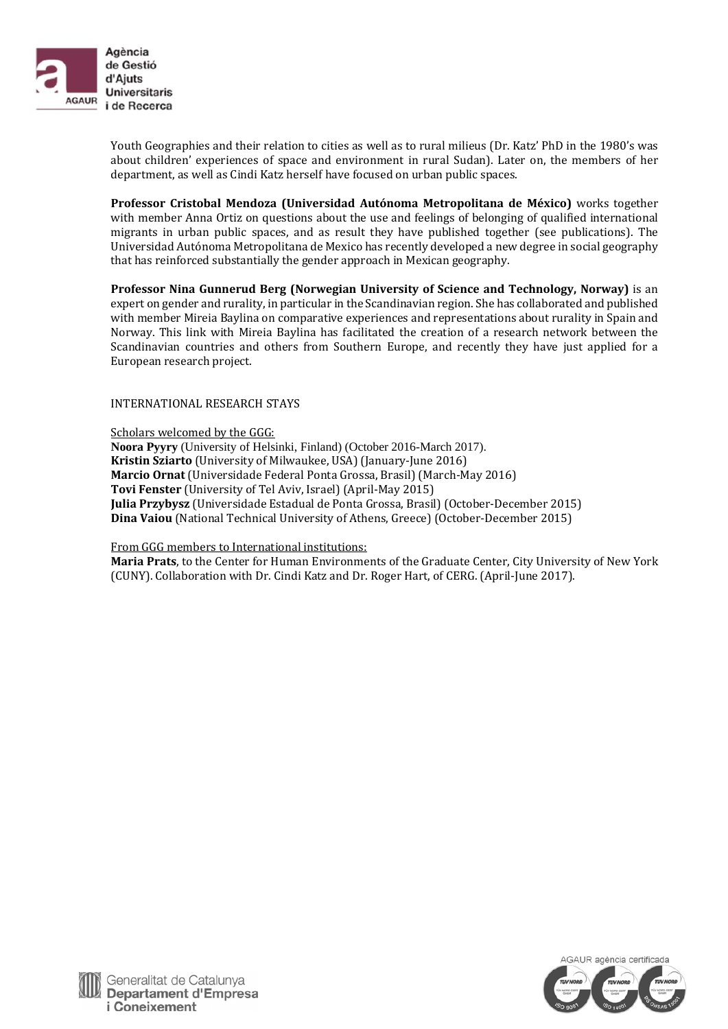Youth Geographies and their relation to cities as well as to rural milieus (Dr. Katz' PhD in the 1980's was about children' experiences of space and environment in rural Sudan). Later on, the members of her department, as well as Cindi Katz herself have focused on urban public spaces.

**Professor Cristobal Mendoza (Universidad Autónoma Metropolitana de México)** works together with member Anna Ortiz on questions about the use and feelings of belonging of qualified international migrants in urban public spaces, and as result they have published together (see publications). The Universidad Autónoma Metropolitana de Mexico has recently developed a new degree in social geography that has reinforced substantially the gender approach in Mexican geography.

**Professor Nina Gunnerud Berg (Norwegian University of Science and Technology, Norway)** is an expert on gender and rurality, in particular in the Scandinavian region. She has collaborated and published with member Mireia Baylina on comparative experiences and representations about rurality in Spain and Norway. This link with Mireia Baylina has facilitated the creation of a research network between the Scandinavian countries and others from Southern Europe, and recently they have just applied for a European research project.

INTERNATIONAL RESEARCH STAYS

Scholars welcomed by the GGG:

**Noora Pyyry** (University of Helsinki, Finland) (October 2016-March 2017).
**Kristin Sziarto** (University of Milwaukee, USA) (January-June 2016)
**Marcio Ornat** (Universidade Federal Ponta Grossa, Brasil) (March-May 2016)
**Tovi Fenster** (University of Tel Aviv, Israel) (April-May 2015)
**Julia Przybysz** (Universidade Estadual de Ponta Grossa, Brasil) (October-December 2015)
**Dina Vaiou** (National Technical University of Athens, Greece) (October-December 2015)

From GGG members to International institutions:

**Maria Prats**, to the Center for Human Environments of the Graduate Center, City University of New York (CUNY). Collaboration with Dr. Cindi Katz and Dr. Roger Hart, of CERG. (April-June 2017).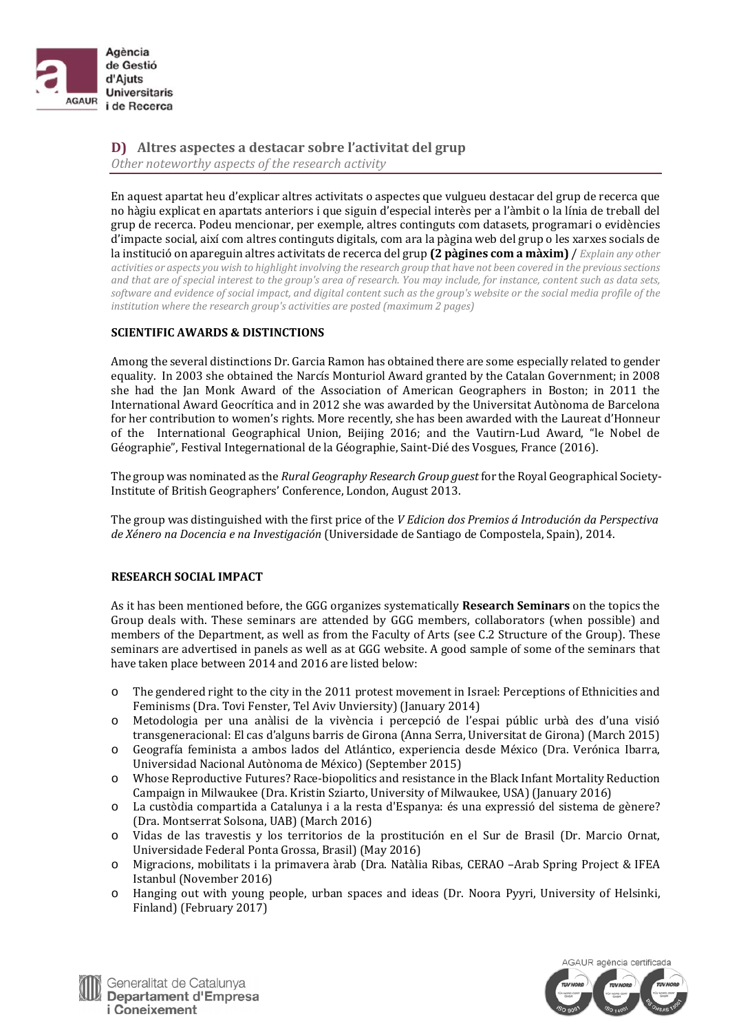## D) Altres aspectes a destacar sobre l'activitat del grup

*Other noteworthy aspects of the research activity*

En aquest apartat heu d'explicar altres activitats o aspectes que vulgueu destacar del grup de recerca que no hàgiu explicat en apartats anteriors i que siguin d'especial interès per a l'àmbit o la línia de treball del grup de recerca. Podeu mencionar, per exemple, altres continguts com datasets, programari o evidències d'impacte social, així com altres continguts digitals, com ara la pàgina web del grup o les xarxes socials de la institució on apareguin altres activitats de recerca del grup **(2 pàgines com a màxim)** / *Explain any other activities or aspects you wish to highlight involving the research group that have not been covered in the previous sections and that are of special interest to the group's area of research. You may include, for instance, content such as data sets, software and evidence of social impact, and digital content such as the group's website or the social media profile of the institution where the research group's activities are posted (maximum 2 pages)*

**SCIENTIFIC AWARDS & DISTINCTIONS**

Among the several distinctions Dr. Garcia Ramon has obtained there are some especially related to gender equality. In 2003 she obtained the Narcís Monturiol Award granted by the Catalan Government; in 2008 she had the Jan Monk Award of the Association of American Geographers in Boston; in 2011 the International Award Geocrítica and in 2012 she was awarded by the Universitat Autònoma de Barcelona for her contribution to women's rights. More recently, she has been awarded with the Laureat d'Honneur of the International Geographical Union, Beijing 2016; and the Vautirn-Lud Award, "le Nobel de Géographie", Festival Integernational de la Géographie, Saint-Dié des Vosgues, France (2016).

The group was nominated as the *Rural Geography Research Group guest* for the Royal Geographical Society-Institute of British Geographers' Conference, London, August 2013.

The group was distinguished with the first price of the *V Edicion dos Premios á Introdución da Perspectiva de Xénero na Docencia e na Investigación* (Universidade de Santiago de Compostela, Spain), 2014.

**RESEARCH SOCIAL IMPACT**

As it has been mentioned before, the GGG organizes systematically **Research Seminars** on the topics the Group deals with. These seminars are attended by GGG members, collaborators (when possible) and members of the Department, as well as from the Faculty of Arts (see C.2 Structure of the Group). These seminars are advertised in panels as well as at GGG website. A good sample of some of the seminars that have taken place between 2014 and 2016 are listed below:

- The gendered right to the city in the 2011 protest movement in Israel: Perceptions of Ethnicities and Feminisms (Dra. Tovi Fenster, Tel Aviv Unviersity) (January 2014)
- Metodologia per una anàlisi de la vivència i percepció de l'espai públic urbà des d'una visió transgeneracional: El cas d'alguns barris de Girona (Anna Serra, Universitat de Girona) (March 2015)
- Geografía feminista a ambos lados del Atlántico, experiencia desde México (Dra. Verónica Ibarra, Universidad Nacional Autònoma de México) (September 2015)
- Whose Reproductive Futures? Race-biopolitics and resistance in the Black Infant Mortality Reduction Campaign in Milwaukee (Dra. Kristin Sziarto, University of Milwaukee, USA) (January 2016)
- La custòdia compartida a Catalunya i a la resta d'Espanya: és una expressió del sistema de gènere? (Dra. Montserrat Solsona, UAB) (March 2016)
- Vidas de las travestis y los territorios de la prostitución en el Sur de Brasil (Dr. Marcio Ornat, Universidade Federal Ponta Grossa, Brasil) (May 2016)
- Migracions, mobilitats i la primavera àrab (Dra. Natàlia Ribas, CERAO –Arab Spring Project & IFEA Istanbul (November 2016)
- Hanging out with young people, urban spaces and ideas (Dr. Noora Pyyri, University of Helsinki, Finland) (February 2017)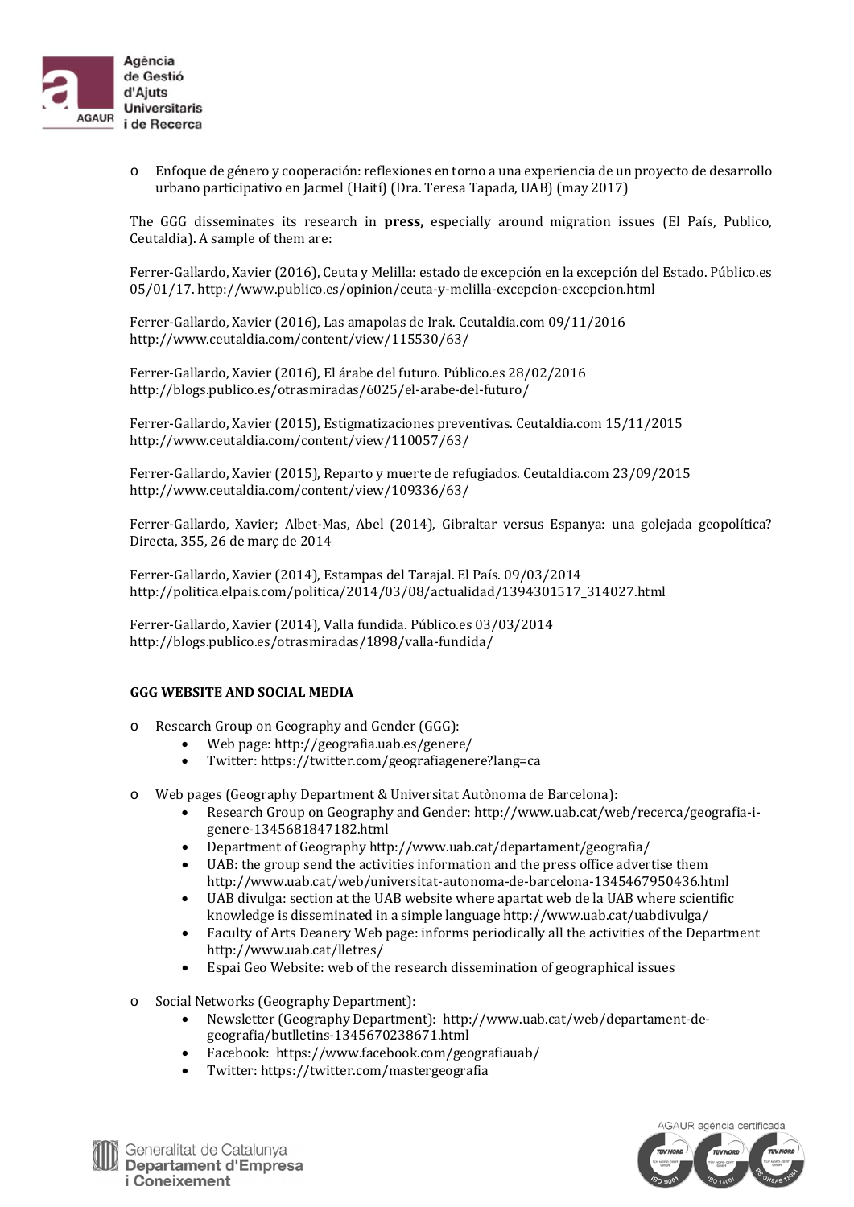- Enfoque de género y cooperación: reflexiones en torno a una experiencia de un proyecto de desarrollo urbano participativo en Jacmel (Haití) (Dra. Teresa Tapada, UAB) (may 2017)

The GGG disseminates its research in **press,** especially around migration issues (El País, Publico, Ceutaldia). A sample of them are:

Ferrer-Gallardo, Xavier (2016), Ceuta y Melilla: estado de excepción en la excepción del Estado. Público.es 05/01/17. http://www.publico.es/opinion/ceuta-y-melilla-excepcion-excepcion.html

Ferrer-Gallardo, Xavier (2016), Las amapolas de Irak. Ceutaldia.com 09/11/2016 http://www.ceutaldia.com/content/view/115530/63/

Ferrer-Gallardo, Xavier (2016), El árabe del futuro. Público.es 28/02/2016 http://blogs.publico.es/otrasmiradas/6025/el-arabe-del-futuro/

Ferrer-Gallardo, Xavier (2015), Estigmatizaciones preventivas. Ceutaldia.com 15/11/2015 http://www.ceutaldia.com/content/view/110057/63/

Ferrer-Gallardo, Xavier (2015), Reparto y muerte de refugiados. Ceutaldia.com 23/09/2015 http://www.ceutaldia.com/content/view/109336/63/

Ferrer-Gallardo, Xavier; Albet-Mas, Abel (2014), Gibraltar versus Espanya: una golejada geopolítica? Directa, 355, 26 de març de 2014

Ferrer-Gallardo, Xavier (2014), Estampas del Tarajal. El País. 09/03/2014 http://politica.elpais.com/politica/2014/03/08/actualidad/1394301517_314027.html

Ferrer-Gallardo, Xavier (2014), Valla fundida. Público.es 03/03/2014 http://blogs.publico.es/otrasmiradas/1898/valla-fundida/

**GGG WEBSITE AND SOCIAL MEDIA**

- Research Group on Geography and Gender (GGG):
  - Web page: http://geografia.uab.es/genere/
  - Twitter: https://twitter.com/geografiagenere?lang=ca

- Web pages (Geography Department & Universitat Autònoma de Barcelona):
  - Research Group on Geography and Gender: http://www.uab.cat/web/recerca/geografia-i-genere-1345681847182.html
  - Department of Geography http://www.uab.cat/departament/geografia/
  - UAB: the group send the activities information and the press office advertise them http://www.uab.cat/web/universitat-autonoma-de-barcelona-1345467950436.html
  - UAB divulga: section at the UAB website where apartat web de la UAB where scientific knowledge is disseminated in a simple language http://www.uab.cat/uabdivulga/
  - Faculty of Arts Deanery Web page: informs periodically all the activities of the Department http://www.uab.cat/lletres/
  - Espai Geo Website: web of the research dissemination of geographical issues

- Social Networks (Geography Department):
  - Newsletter (Geography Department): http://www.uab.cat/web/departament-de-geografia/butlletins-1345670238671.html
  - Facebook: https://www.facebook.com/geografiauab/
  - Twitter: https://twitter.com/mastergeografia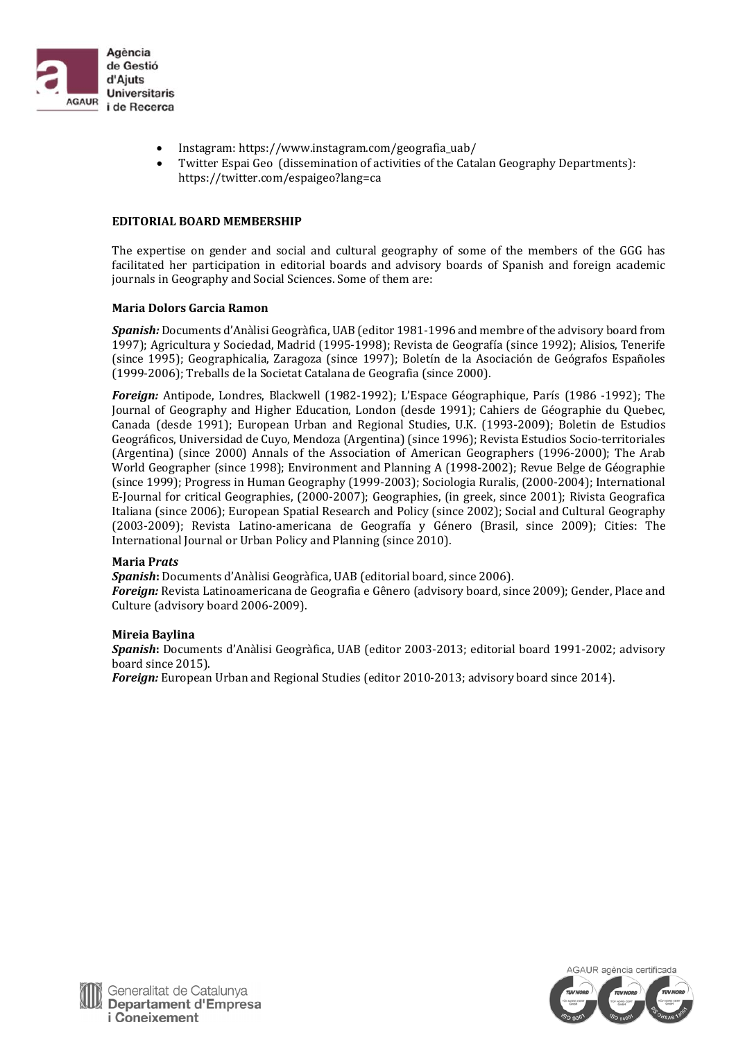- Instagram: https://www.instagram.com/geografia_uab/
- Twitter Espai Geo (dissemination of activities of the Catalan Geography Departments): https://twitter.com/espaigeo?lang=ca

**EDITORIAL BOARD MEMBERSHIP**

The expertise on gender and social and cultural geography of some of the members of the GGG has facilitated her participation in editorial boards and advisory boards of Spanish and foreign academic journals in Geography and Social Sciences. Some of them are:

**Maria Dolors Garcia Ramon**

***Spanish:*** Documents d'Anàlisi Geogràfica, UAB (editor 1981-1996 and membre of the advisory board from 1997); Agricultura y Sociedad, Madrid (1995-1998); Revista de Geografía (since 1992); Alisios, Tenerife (since 1995); Geographicalia, Zaragoza (since 1997); Boletín de la Asociación de Geógrafos Españoles (1999-2006); Treballs de la Societat Catalana de Geografia (since 2000).

***Foreign:*** Antipode, Londres, Blackwell (1982-1992); L'Espace Géographique, París (1986 -1992); The Journal of Geography and Higher Education, London (desde 1991); Cahiers de Géographie du Quebec, Canada (desde 1991); European Urban and Regional Studies, U.K. (1993-2009); Boletin de Estudios Geográficos, Universidad de Cuyo, Mendoza (Argentina) (since 1996); Revista Estudios Socio-territoriales (Argentina) (since 2000) Annals of the Association of American Geographers (1996-2000); The Arab World Geographer (since 1998); Environment and Planning A (1998-2002); Revue Belge de Géographie (since 1999); Progress in Human Geography (1999-2003); Sociologia Ruralis, (2000-2004); International E-Journal for critical Geographies, (2000-2007); Geographies, (in greek, since 2001); Rivista Geografica Italiana (since 2006); European Spatial Research and Policy (since 2002); Social and Cultural Geography (2003-2009); Revista Latino-americana de Geografía y Género (Brasil, since 2009); Cities: The International Journal or Urban Policy and Planning (since 2010).

**Maria P*rats***

***Spanish*:** Documents d'Anàlisi Geogràfica, UAB (editorial board, since 2006).

***Foreign:*** Revista Latinoamericana de Geografia e Gênero (advisory board, since 2009); Gender, Place and Culture (advisory board 2006-2009).

**Mireia Baylina**

***Spanish*:** Documents d'Anàlisi Geogràfica, UAB (editor 2003-2013; editorial board 1991-2002; advisory board since 2015).

***Foreign:*** European Urban and Regional Studies (editor 2010-2013; advisory board since 2014).